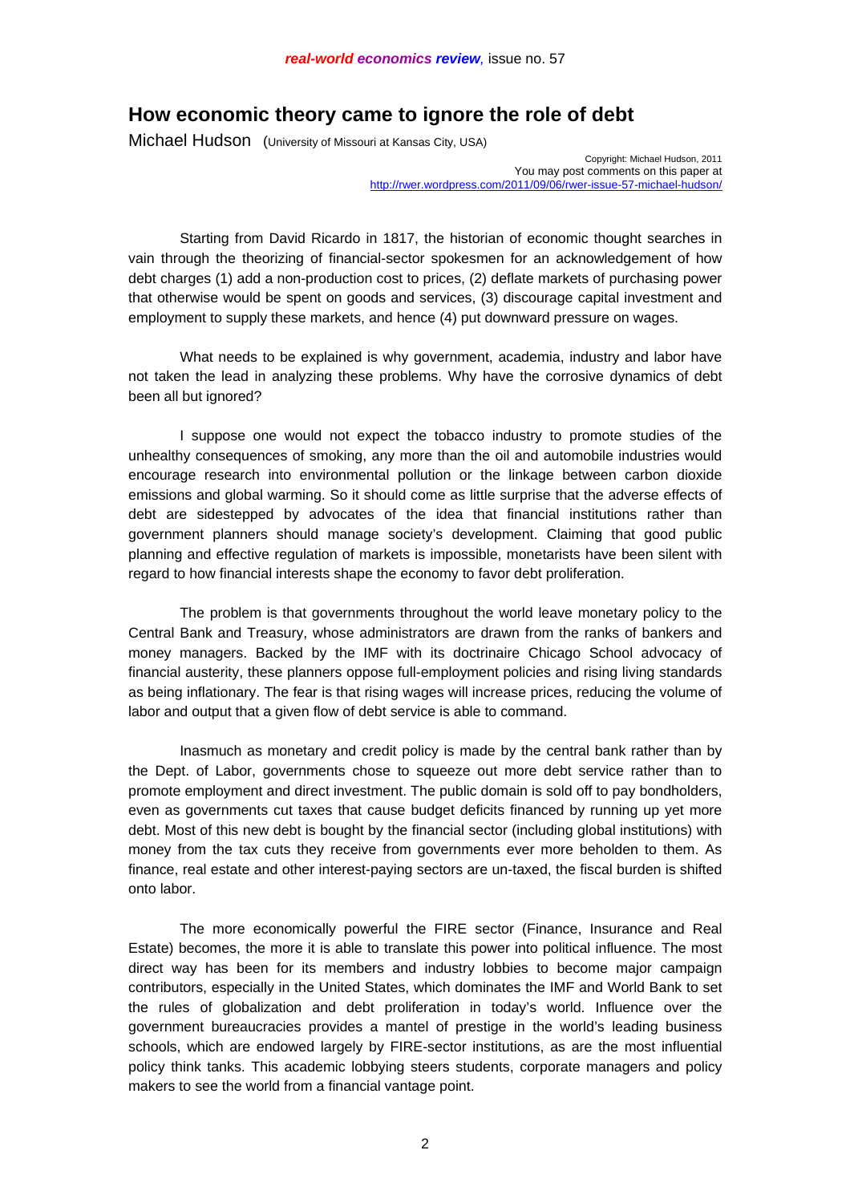# How economic theory came to ignore the role of debt

Michael Hudson (University of Missouri at Kansas City, USA)

Copyright: Michael Hudson, 2011
You may post comments on this paper at
http://rwer.wordpress.com/2011/09/06/rwer-issue-57-michael-hudson/

Starting from David Ricardo in 1817, the historian of economic thought searches in vain through the theorizing of financial-sector spokesmen for an acknowledgement of how debt charges (1) add a non-production cost to prices, (2) deflate markets of purchasing power that otherwise would be spent on goods and services, (3) discourage capital investment and employment to supply these markets, and hence (4) put downward pressure on wages.

What needs to be explained is why government, academia, industry and labor have not taken the lead in analyzing these problems. Why have the corrosive dynamics of debt been all but ignored?

I suppose one would not expect the tobacco industry to promote studies of the unhealthy consequences of smoking, any more than the oil and automobile industries would encourage research into environmental pollution or the linkage between carbon dioxide emissions and global warming. So it should come as little surprise that the adverse effects of debt are sidestepped by advocates of the idea that financial institutions rather than government planners should manage society's development. Claiming that good public planning and effective regulation of markets is impossible, monetarists have been silent with regard to how financial interests shape the economy to favor debt proliferation.

The problem is that governments throughout the world leave monetary policy to the Central Bank and Treasury, whose administrators are drawn from the ranks of bankers and money managers. Backed by the IMF with its doctrinaire Chicago School advocacy of financial austerity, these planners oppose full-employment policies and rising living standards as being inflationary. The fear is that rising wages will increase prices, reducing the volume of labor and output that a given flow of debt service is able to command.

Inasmuch as monetary and credit policy is made by the central bank rather than by the Dept. of Labor, governments chose to squeeze out more debt service rather than to promote employment and direct investment. The public domain is sold off to pay bondholders, even as governments cut taxes that cause budget deficits financed by running up yet more debt. Most of this new debt is bought by the financial sector (including global institutions) with money from the tax cuts they receive from governments ever more beholden to them. As finance, real estate and other interest-paying sectors are un-taxed, the fiscal burden is shifted onto labor.

The more economically powerful the FIRE sector (Finance, Insurance and Real Estate) becomes, the more it is able to translate this power into political influence. The most direct way has been for its members and industry lobbies to become major campaign contributors, especially in the United States, which dominates the IMF and World Bank to set the rules of globalization and debt proliferation in today's world. Influence over the government bureaucracies provides a mantel of prestige in the world's leading business schools, which are endowed largely by FIRE-sector institutions, as are the most influential policy think tanks. This academic lobbying steers students, corporate managers and policy makers to see the world from a financial vantage point.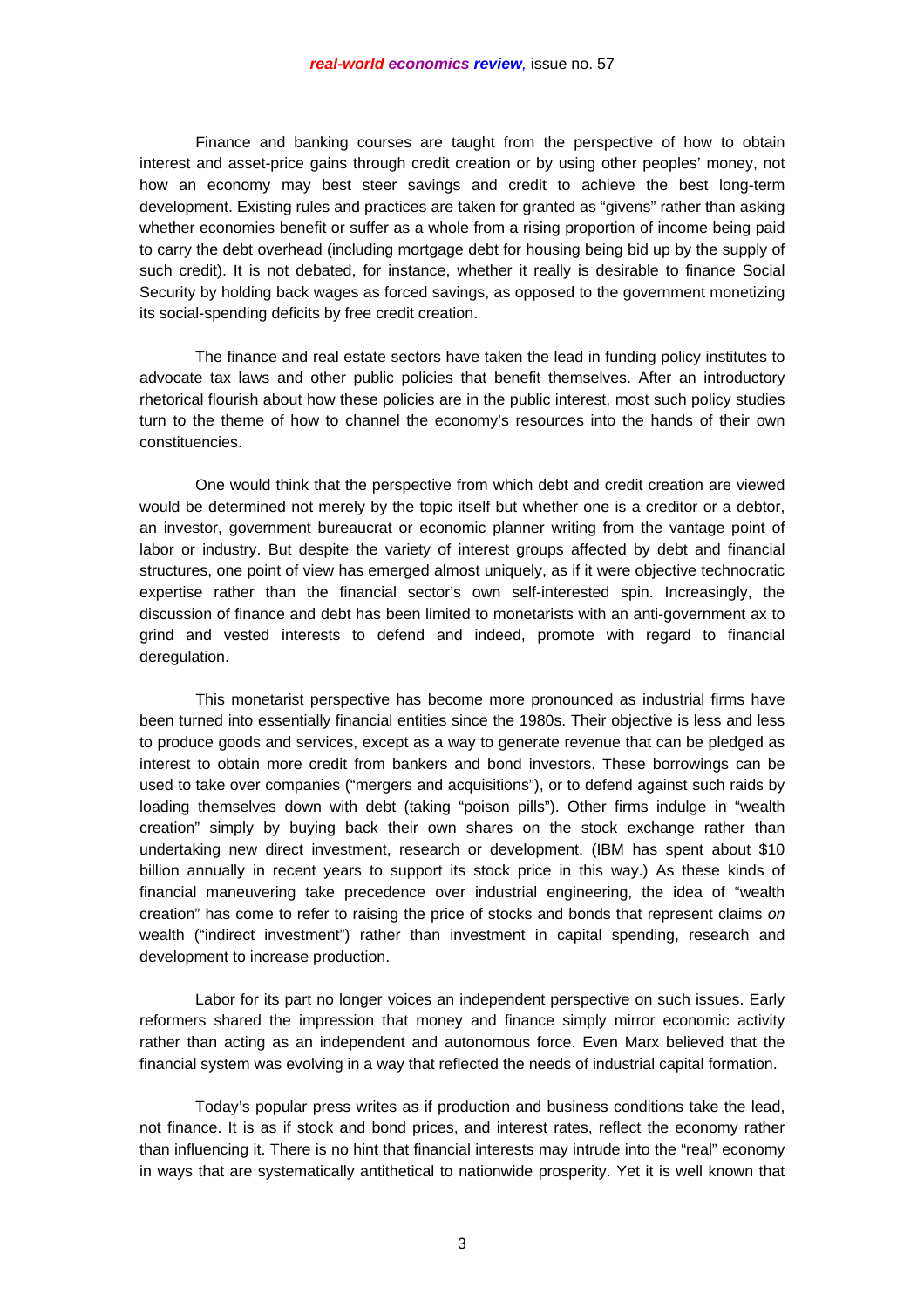Finance and banking courses are taught from the perspective of how to obtain interest and asset-price gains through credit creation or by using other peoples' money, not how an economy may best steer savings and credit to achieve the best long-term development. Existing rules and practices are taken for granted as "givens" rather than asking whether economies benefit or suffer as a whole from a rising proportion of income being paid to carry the debt overhead (including mortgage debt for housing being bid up by the supply of such credit). It is not debated, for instance, whether it really is desirable to finance Social Security by holding back wages as forced savings, as opposed to the government monetizing its social-spending deficits by free credit creation.

The finance and real estate sectors have taken the lead in funding policy institutes to advocate tax laws and other public policies that benefit themselves. After an introductory rhetorical flourish about how these policies are in the public interest, most such policy studies turn to the theme of how to channel the economy's resources into the hands of their own constituencies.

One would think that the perspective from which debt and credit creation are viewed would be determined not merely by the topic itself but whether one is a creditor or a debtor, an investor, government bureaucrat or economic planner writing from the vantage point of labor or industry. But despite the variety of interest groups affected by debt and financial structures, one point of view has emerged almost uniquely, as if it were objective technocratic expertise rather than the financial sector's own self-interested spin. Increasingly, the discussion of finance and debt has been limited to monetarists with an anti-government ax to grind and vested interests to defend and indeed, promote with regard to financial deregulation.

This monetarist perspective has become more pronounced as industrial firms have been turned into essentially financial entities since the 1980s. Their objective is less and less to produce goods and services, except as a way to generate revenue that can be pledged as interest to obtain more credit from bankers and bond investors. These borrowings can be used to take over companies ("mergers and acquisitions"), or to defend against such raids by loading themselves down with debt (taking "poison pills"). Other firms indulge in "wealth creation" simply by buying back their own shares on the stock exchange rather than undertaking new direct investment, research or development. (IBM has spent about $10 billion annually in recent years to support its stock price in this way.) As these kinds of financial maneuvering take precedence over industrial engineering, the idea of "wealth creation" has come to refer to raising the price of stocks and bonds that represent claims *on* wealth ("indirect investment") rather than investment in capital spending, research and development to increase production.

Labor for its part no longer voices an independent perspective on such issues. Early reformers shared the impression that money and finance simply mirror economic activity rather than acting as an independent and autonomous force. Even Marx believed that the financial system was evolving in a way that reflected the needs of industrial capital formation.

Today's popular press writes as if production and business conditions take the lead, not finance. It is as if stock and bond prices, and interest rates, reflect the economy rather than influencing it. There is no hint that financial interests may intrude into the "real" economy in ways that are systematically antithetical to nationwide prosperity. Yet it is well known that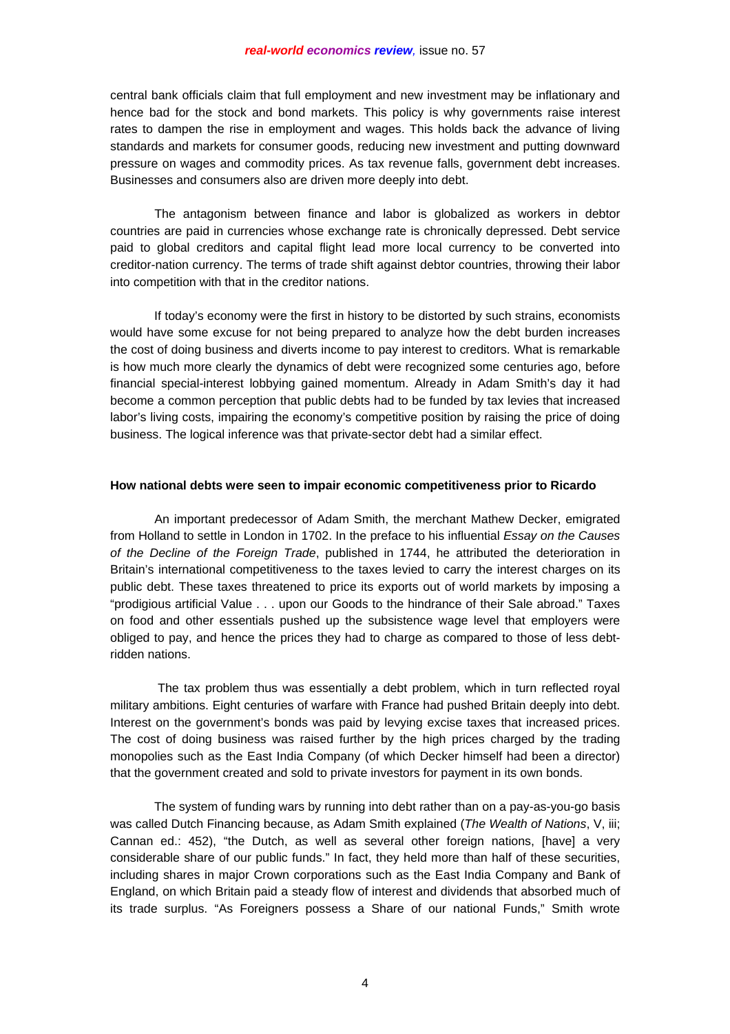central bank officials claim that full employment and new investment may be inflationary and hence bad for the stock and bond markets. This policy is why governments raise interest rates to dampen the rise in employment and wages. This holds back the advance of living standards and markets for consumer goods, reducing new investment and putting downward pressure on wages and commodity prices. As tax revenue falls, government debt increases. Businesses and consumers also are driven more deeply into debt.

The antagonism between finance and labor is globalized as workers in debtor countries are paid in currencies whose exchange rate is chronically depressed. Debt service paid to global creditors and capital flight lead more local currency to be converted into creditor-nation currency. The terms of trade shift against debtor countries, throwing their labor into competition with that in the creditor nations.

If today's economy were the first in history to be distorted by such strains, economists would have some excuse for not being prepared to analyze how the debt burden increases the cost of doing business and diverts income to pay interest to creditors. What is remarkable is how much more clearly the dynamics of debt were recognized some centuries ago, before financial special-interest lobbying gained momentum. Already in Adam Smith's day it had become a common perception that public debts had to be funded by tax levies that increased labor's living costs, impairing the economy's competitive position by raising the price of doing business. The logical inference was that private-sector debt had a similar effect.

**How national debts were seen to impair economic competitiveness prior to Ricardo**

An important predecessor of Adam Smith, the merchant Mathew Decker, emigrated from Holland to settle in London in 1702. In the preface to his influential *Essay on the Causes of the Decline of the Foreign Trade*, published in 1744, he attributed the deterioration in Britain's international competitiveness to the taxes levied to carry the interest charges on its public debt. These taxes threatened to price its exports out of world markets by imposing a "prodigious artificial Value . . . upon our Goods to the hindrance of their Sale abroad." Taxes on food and other essentials pushed up the subsistence wage level that employers were obliged to pay, and hence the prices they had to charge as compared to those of less debt-ridden nations.

The tax problem thus was essentially a debt problem, which in turn reflected royal military ambitions. Eight centuries of warfare with France had pushed Britain deeply into debt. Interest on the government's bonds was paid by levying excise taxes that increased prices. The cost of doing business was raised further by the high prices charged by the trading monopolies such as the East India Company (of which Decker himself had been a director) that the government created and sold to private investors for payment in its own bonds.

The system of funding wars by running into debt rather than on a pay-as-you-go basis was called Dutch Financing because, as Adam Smith explained (*The Wealth of Nations*, V, iii; Cannan ed.: 452), "the Dutch, as well as several other foreign nations, [have] a very considerable share of our public funds." In fact, they held more than half of these securities, including shares in major Crown corporations such as the East India Company and Bank of England, on which Britain paid a steady flow of interest and dividends that absorbed much of its trade surplus. "As Foreigners possess a Share of our national Funds," Smith wrote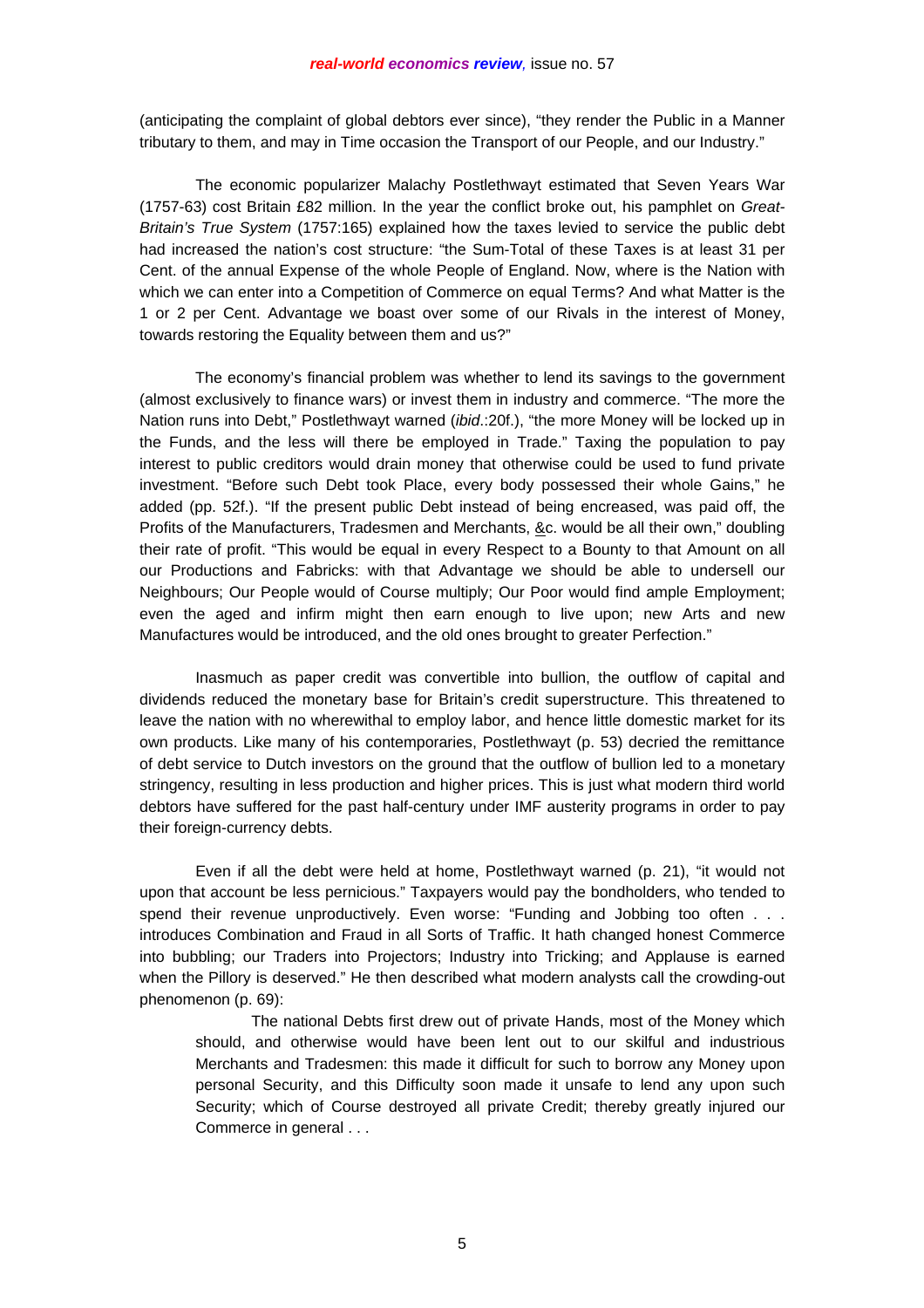(anticipating the complaint of global debtors ever since), "they render the Public in a Manner tributary to them, and may in Time occasion the Transport of our People, and our Industry."

The economic popularizer Malachy Postlethwayt estimated that Seven Years War (1757-63) cost Britain £82 million. In the year the conflict broke out, his pamphlet on *Great-Britain's True System* (1757:165) explained how the taxes levied to service the public debt had increased the nation's cost structure: "the Sum-Total of these Taxes is at least 31 per Cent. of the annual Expense of the whole People of England. Now, where is the Nation with which we can enter into a Competition of Commerce on equal Terms? And what Matter is the 1 or 2 per Cent. Advantage we boast over some of our Rivals in the interest of Money, towards restoring the Equality between them and us?"

The economy's financial problem was whether to lend its savings to the government (almost exclusively to finance wars) or invest them in industry and commerce. "The more the Nation runs into Debt," Postlethwayt warned (*ibid*.:20f.), "the more Money will be locked up in the Funds, and the less will there be employed in Trade." Taxing the population to pay interest to public creditors would drain money that otherwise could be used to fund private investment. "Before such Debt took Place, every body possessed their whole Gains," he added (pp. 52f.). "If the present public Debt instead of being encreased, was paid off, the Profits of the Manufacturers, Tradesmen and Merchants, &c. would be all their own," doubling their rate of profit. "This would be equal in every Respect to a Bounty to that Amount on all our Productions and Fabricks: with that Advantage we should be able to undersell our Neighbours; Our People would of Course multiply; Our Poor would find ample Employment; even the aged and infirm might then earn enough to live upon; new Arts and new Manufactures would be introduced, and the old ones brought to greater Perfection."

Inasmuch as paper credit was convertible into bullion, the outflow of capital and dividends reduced the monetary base for Britain's credit superstructure. This threatened to leave the nation with no wherewithal to employ labor, and hence little domestic market for its own products. Like many of his contemporaries, Postlethwayt (p. 53) decried the remittance of debt service to Dutch investors on the ground that the outflow of bullion led to a monetary stringency, resulting in less production and higher prices. This is just what modern third world debtors have suffered for the past half-century under IMF austerity programs in order to pay their foreign-currency debts.

Even if all the debt were held at home, Postlethwayt warned (p. 21), "it would not upon that account be less pernicious." Taxpayers would pay the bondholders, who tended to spend their revenue unproductively. Even worse: "Funding and Jobbing too often . . . introduces Combination and Fraud in all Sorts of Traffic. It hath changed honest Commerce into bubbling; our Traders into Projectors; Industry into Tricking; and Applause is earned when the Pillory is deserved." He then described what modern analysts call the crowding-out phenomenon (p. 69):

> The national Debts first drew out of private Hands, most of the Money which should, and otherwise would have been lent out to our skilful and industrious Merchants and Tradesmen: this made it difficult for such to borrow any Money upon personal Security, and this Difficulty soon made it unsafe to lend any upon such Security; which of Course destroyed all private Credit; thereby greatly injured our Commerce in general . . .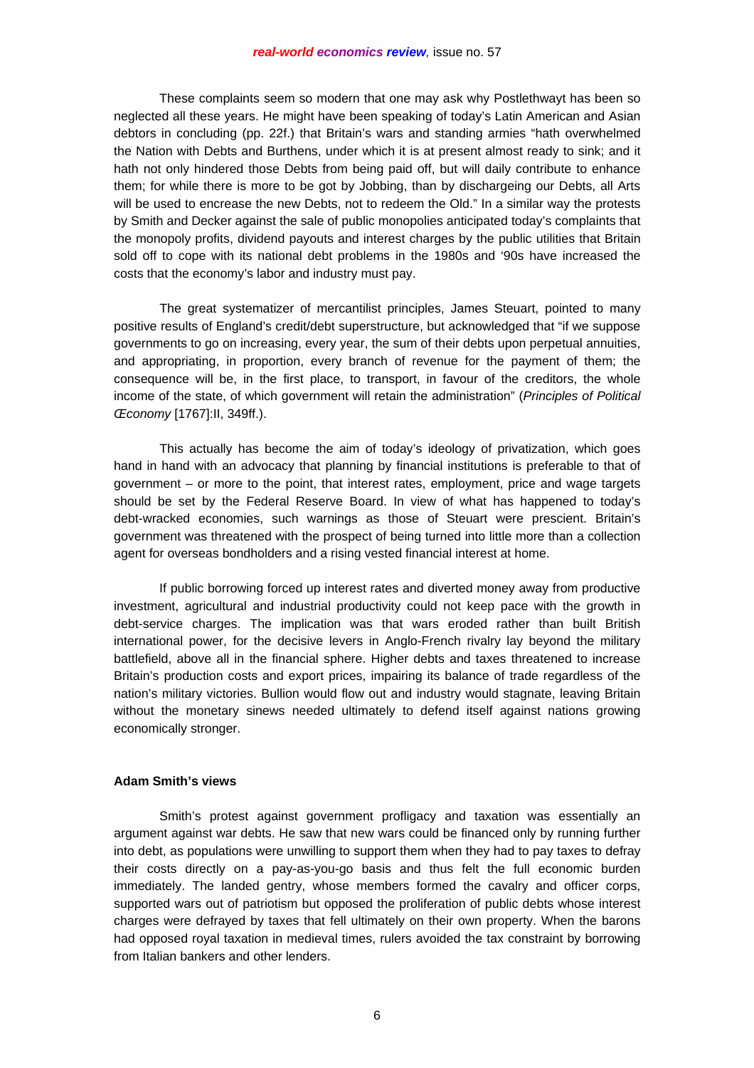These complaints seem so modern that one may ask why Postlethwayt has been so neglected all these years. He might have been speaking of today's Latin American and Asian debtors in concluding (pp. 22f.) that Britain's wars and standing armies "hath overwhelmed the Nation with Debts and Burthens, under which it is at present almost ready to sink; and it hath not only hindered those Debts from being paid off, but will daily contribute to enhance them; for while there is more to be got by Jobbing, than by dischargeing our Debts, all Arts will be used to encrease the new Debts, not to redeem the Old." In a similar way the protests by Smith and Decker against the sale of public monopolies anticipated today's complaints that the monopoly profits, dividend payouts and interest charges by the public utilities that Britain sold off to cope with its national debt problems in the 1980s and '90s have increased the costs that the economy's labor and industry must pay.

The great systematizer of mercantilist principles, James Steuart, pointed to many positive results of England's credit/debt superstructure, but acknowledged that "if we suppose governments to go on increasing, every year, the sum of their debts upon perpetual annuities, and appropriating, in proportion, every branch of revenue for the payment of them; the consequence will be, in the first place, to transport, in favour of the creditors, the whole income of the state, of which government will retain the administration" (*Principles of Political Œconomy* [1767]:II, 349ff.).

This actually has become the aim of today's ideology of privatization, which goes hand in hand with an advocacy that planning by financial institutions is preferable to that of government – or more to the point, that interest rates, employment, price and wage targets should be set by the Federal Reserve Board. In view of what has happened to today's debt-wracked economies, such warnings as those of Steuart were prescient. Britain's government was threatened with the prospect of being turned into little more than a collection agent for overseas bondholders and a rising vested financial interest at home.

If public borrowing forced up interest rates and diverted money away from productive investment, agricultural and industrial productivity could not keep pace with the growth in debt-service charges. The implication was that wars eroded rather than built British international power, for the decisive levers in Anglo-French rivalry lay beyond the military battlefield, above all in the financial sphere. Higher debts and taxes threatened to increase Britain's production costs and export prices, impairing its balance of trade regardless of the nation's military victories. Bullion would flow out and industry would stagnate, leaving Britain without the monetary sinews needed ultimately to defend itself against nations growing economically stronger.

**Adam Smith's views**

Smith's protest against government profligacy and taxation was essentially an argument against war debts. He saw that new wars could be financed only by running further into debt, as populations were unwilling to support them when they had to pay taxes to defray their costs directly on a pay-as-you-go basis and thus felt the full economic burden immediately. The landed gentry, whose members formed the cavalry and officer corps, supported wars out of patriotism but opposed the proliferation of public debts whose interest charges were defrayed by taxes that fell ultimately on their own property. When the barons had opposed royal taxation in medieval times, rulers avoided the tax constraint by borrowing from Italian bankers and other lenders.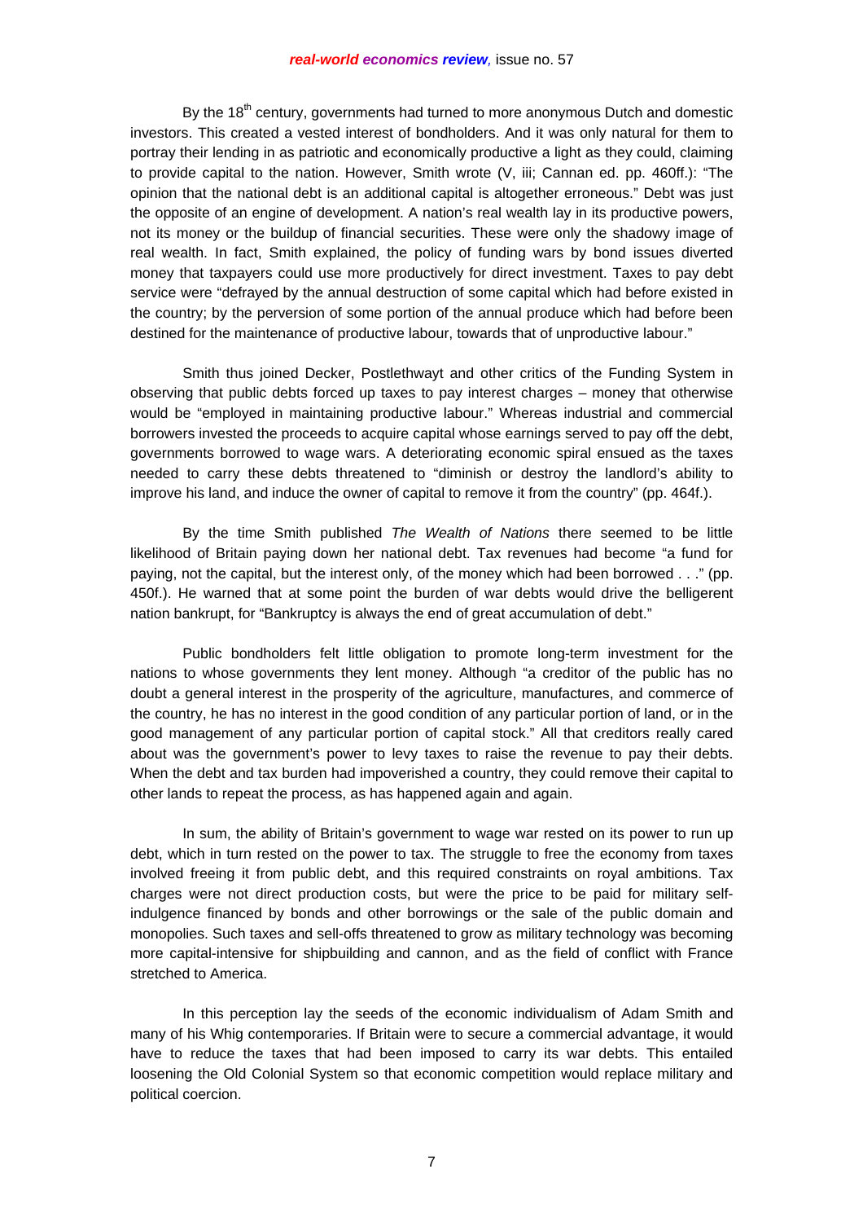By the 18th century, governments had turned to more anonymous Dutch and domestic investors. This created a vested interest of bondholders. And it was only natural for them to portray their lending in as patriotic and economically productive a light as they could, claiming to provide capital to the nation. However, Smith wrote (V, iii; Cannan ed. pp. 460ff.): "The opinion that the national debt is an additional capital is altogether erroneous." Debt was just the opposite of an engine of development. A nation's real wealth lay in its productive powers, not its money or the buildup of financial securities. These were only the shadowy image of real wealth. In fact, Smith explained, the policy of funding wars by bond issues diverted money that taxpayers could use more productively for direct investment. Taxes to pay debt service were "defrayed by the annual destruction of some capital which had before existed in the country; by the perversion of some portion of the annual produce which had before been destined for the maintenance of productive labour, towards that of unproductive labour."

Smith thus joined Decker, Postlethwayt and other critics of the Funding System in observing that public debts forced up taxes to pay interest charges – money that otherwise would be "employed in maintaining productive labour." Whereas industrial and commercial borrowers invested the proceeds to acquire capital whose earnings served to pay off the debt, governments borrowed to wage wars. A deteriorating economic spiral ensued as the taxes needed to carry these debts threatened to "diminish or destroy the landlord's ability to improve his land, and induce the owner of capital to remove it from the country" (pp. 464f.).

By the time Smith published *The Wealth of Nations* there seemed to be little likelihood of Britain paying down her national debt. Tax revenues had become "a fund for paying, not the capital, but the interest only, of the money which had been borrowed . . ." (pp. 450f.). He warned that at some point the burden of war debts would drive the belligerent nation bankrupt, for "Bankruptcy is always the end of great accumulation of debt."

Public bondholders felt little obligation to promote long-term investment for the nations to whose governments they lent money. Although "a creditor of the public has no doubt a general interest in the prosperity of the agriculture, manufactures, and commerce of the country, he has no interest in the good condition of any particular portion of land, or in the good management of any particular portion of capital stock." All that creditors really cared about was the government's power to levy taxes to raise the revenue to pay their debts. When the debt and tax burden had impoverished a country, they could remove their capital to other lands to repeat the process, as has happened again and again.

In sum, the ability of Britain's government to wage war rested on its power to run up debt, which in turn rested on the power to tax. The struggle to free the economy from taxes involved freeing it from public debt, and this required constraints on royal ambitions. Tax charges were not direct production costs, but were the price to be paid for military self-indulgence financed by bonds and other borrowings or the sale of the public domain and monopolies. Such taxes and sell-offs threatened to grow as military technology was becoming more capital-intensive for shipbuilding and cannon, and as the field of conflict with France stretched to America.

In this perception lay the seeds of the economic individualism of Adam Smith and many of his Whig contemporaries. If Britain were to secure a commercial advantage, it would have to reduce the taxes that had been imposed to carry its war debts. This entailed loosening the Old Colonial System so that economic competition would replace military and political coercion.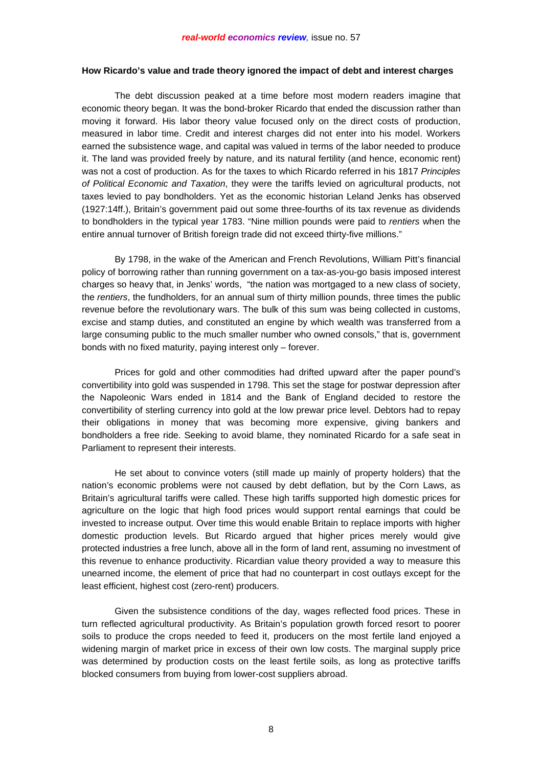**How Ricardo's value and trade theory ignored the impact of debt and interest charges**

The debt discussion peaked at a time before most modern readers imagine that economic theory began. It was the bond-broker Ricardo that ended the discussion rather than moving it forward. His labor theory value focused only on the direct costs of production, measured in labor time. Credit and interest charges did not enter into his model. Workers earned the subsistence wage, and capital was valued in terms of the labor needed to produce it. The land was provided freely by nature, and its natural fertility (and hence, economic rent) was not a cost of production. As for the taxes to which Ricardo referred in his 1817 *Principles of Political Economic and Taxation*, they were the tariffs levied on agricultural products, not taxes levied to pay bondholders. Yet as the economic historian Leland Jenks has observed (1927:14ff.), Britain's government paid out some three-fourths of its tax revenue as dividends to bondholders in the typical year 1783. "Nine million pounds were paid to *rentiers* when the entire annual turnover of British foreign trade did not exceed thirty-five millions."

By 1798, in the wake of the American and French Revolutions, William Pitt's financial policy of borrowing rather than running government on a tax-as-you-go basis imposed interest charges so heavy that, in Jenks' words, "the nation was mortgaged to a new class of society, the *rentiers*, the fundholders, for an annual sum of thirty million pounds, three times the public revenue before the revolutionary wars. The bulk of this sum was being collected in customs, excise and stamp duties, and constituted an engine by which wealth was transferred from a large consuming public to the much smaller number who owned consols," that is, government bonds with no fixed maturity, paying interest only – forever.

Prices for gold and other commodities had drifted upward after the paper pound's convertibility into gold was suspended in 1798. This set the stage for postwar depression after the Napoleonic Wars ended in 1814 and the Bank of England decided to restore the convertibility of sterling currency into gold at the low prewar price level. Debtors had to repay their obligations in money that was becoming more expensive, giving bankers and bondholders a free ride. Seeking to avoid blame, they nominated Ricardo for a safe seat in Parliament to represent their interests.

He set about to convince voters (still made up mainly of property holders) that the nation's economic problems were not caused by debt deflation, but by the Corn Laws, as Britain's agricultural tariffs were called. These high tariffs supported high domestic prices for agriculture on the logic that high food prices would support rental earnings that could be invested to increase output. Over time this would enable Britain to replace imports with higher domestic production levels. But Ricardo argued that higher prices merely would give protected industries a free lunch, above all in the form of land rent, assuming no investment of this revenue to enhance productivity. Ricardian value theory provided a way to measure this unearned income, the element of price that had no counterpart in cost outlays except for the least efficient, highest cost (zero-rent) producers.

Given the subsistence conditions of the day, wages reflected food prices. These in turn reflected agricultural productivity. As Britain's population growth forced resort to poorer soils to produce the crops needed to feed it, producers on the most fertile land enjoyed a widening margin of market price in excess of their own low costs. The marginal supply price was determined by production costs on the least fertile soils, as long as protective tariffs blocked consumers from buying from lower-cost suppliers abroad.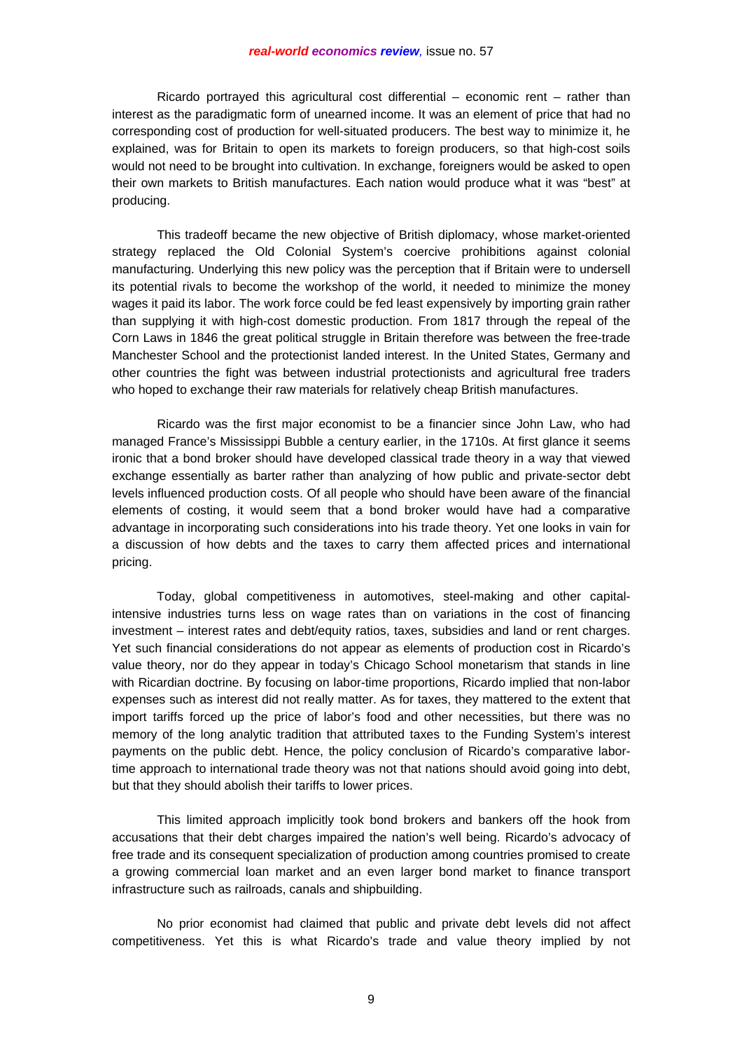Ricardo portrayed this agricultural cost differential – economic rent – rather than interest as the paradigmatic form of unearned income. It was an element of price that had no corresponding cost of production for well-situated producers. The best way to minimize it, he explained, was for Britain to open its markets to foreign producers, so that high-cost soils would not need to be brought into cultivation. In exchange, foreigners would be asked to open their own markets to British manufactures. Each nation would produce what it was "best" at producing.

This tradeoff became the new objective of British diplomacy, whose market-oriented strategy replaced the Old Colonial System's coercive prohibitions against colonial manufacturing. Underlying this new policy was the perception that if Britain were to undersell its potential rivals to become the workshop of the world, it needed to minimize the money wages it paid its labor. The work force could be fed least expensively by importing grain rather than supplying it with high-cost domestic production. From 1817 through the repeal of the Corn Laws in 1846 the great political struggle in Britain therefore was between the free-trade Manchester School and the protectionist landed interest. In the United States, Germany and other countries the fight was between industrial protectionists and agricultural free traders who hoped to exchange their raw materials for relatively cheap British manufactures.

Ricardo was the first major economist to be a financier since John Law, who had managed France's Mississippi Bubble a century earlier, in the 1710s. At first glance it seems ironic that a bond broker should have developed classical trade theory in a way that viewed exchange essentially as barter rather than analyzing of how public and private-sector debt levels influenced production costs. Of all people who should have been aware of the financial elements of costing, it would seem that a bond broker would have had a comparative advantage in incorporating such considerations into his trade theory. Yet one looks in vain for a discussion of how debts and the taxes to carry them affected prices and international pricing.

Today, global competitiveness in automotives, steel-making and other capital-intensive industries turns less on wage rates than on variations in the cost of financing investment – interest rates and debt/equity ratios, taxes, subsidies and land or rent charges. Yet such financial considerations do not appear as elements of production cost in Ricardo's value theory, nor do they appear in today's Chicago School monetarism that stands in line with Ricardian doctrine. By focusing on labor-time proportions, Ricardo implied that non-labor expenses such as interest did not really matter. As for taxes, they mattered to the extent that import tariffs forced up the price of labor's food and other necessities, but there was no memory of the long analytic tradition that attributed taxes to the Funding System's interest payments on the public debt. Hence, the policy conclusion of Ricardo's comparative labor-time approach to international trade theory was not that nations should avoid going into debt, but that they should abolish their tariffs to lower prices.

This limited approach implicitly took bond brokers and bankers off the hook from accusations that their debt charges impaired the nation's well being. Ricardo's advocacy of free trade and its consequent specialization of production among countries promised to create a growing commercial loan market and an even larger bond market to finance transport infrastructure such as railroads, canals and shipbuilding.

No prior economist had claimed that public and private debt levels did not affect competitiveness. Yet this is what Ricardo's trade and value theory implied by not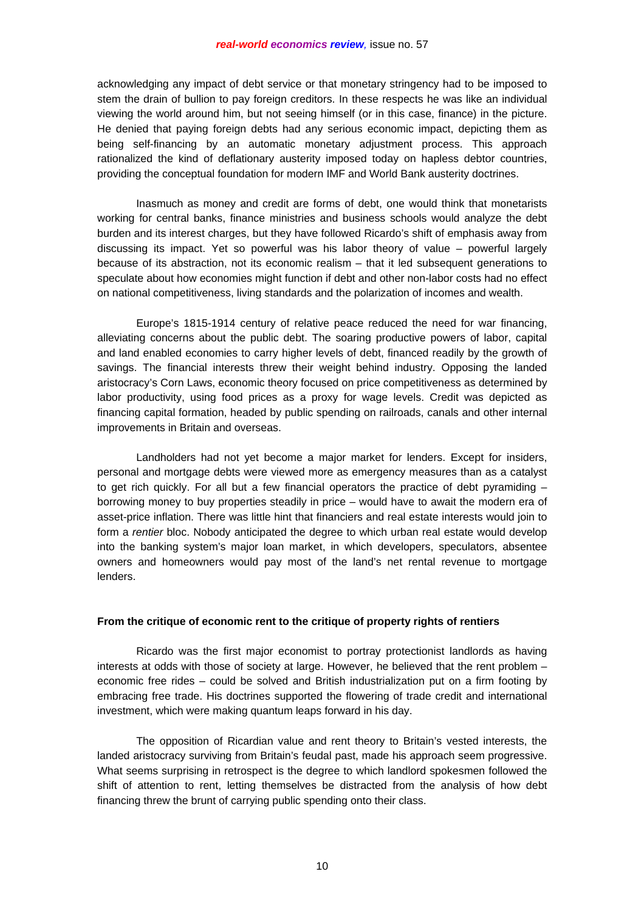acknowledging any impact of debt service or that monetary stringency had to be imposed to stem the drain of bullion to pay foreign creditors. In these respects he was like an individual viewing the world around him, but not seeing himself (or in this case, finance) in the picture. He denied that paying foreign debts had any serious economic impact, depicting them as being self-financing by an automatic monetary adjustment process. This approach rationalized the kind of deflationary austerity imposed today on hapless debtor countries, providing the conceptual foundation for modern IMF and World Bank austerity doctrines.

Inasmuch as money and credit are forms of debt, one would think that monetarists working for central banks, finance ministries and business schools would analyze the debt burden and its interest charges, but they have followed Ricardo's shift of emphasis away from discussing its impact. Yet so powerful was his labor theory of value – powerful largely because of its abstraction, not its economic realism – that it led subsequent generations to speculate about how economies might function if debt and other non-labor costs had no effect on national competitiveness, living standards and the polarization of incomes and wealth.

Europe's 1815-1914 century of relative peace reduced the need for war financing, alleviating concerns about the public debt. The soaring productive powers of labor, capital and land enabled economies to carry higher levels of debt, financed readily by the growth of savings. The financial interests threw their weight behind industry. Opposing the landed aristocracy's Corn Laws, economic theory focused on price competitiveness as determined by labor productivity, using food prices as a proxy for wage levels. Credit was depicted as financing capital formation, headed by public spending on railroads, canals and other internal improvements in Britain and overseas.

Landholders had not yet become a major market for lenders. Except for insiders, personal and mortgage debts were viewed more as emergency measures than as a catalyst to get rich quickly. For all but a few financial operators the practice of debt pyramiding – borrowing money to buy properties steadily in price – would have to await the modern era of asset-price inflation. There was little hint that financiers and real estate interests would join to form a *rentier* bloc. Nobody anticipated the degree to which urban real estate would develop into the banking system's major loan market, in which developers, speculators, absentee owners and homeowners would pay most of the land's net rental revenue to mortgage lenders.

**From the critique of economic rent to the critique of property rights of rentiers**

Ricardo was the first major economist to portray protectionist landlords as having interests at odds with those of society at large. However, he believed that the rent problem – economic free rides – could be solved and British industrialization put on a firm footing by embracing free trade. His doctrines supported the flowering of trade credit and international investment, which were making quantum leaps forward in his day.

The opposition of Ricardian value and rent theory to Britain's vested interests, the landed aristocracy surviving from Britain's feudal past, made his approach seem progressive. What seems surprising in retrospect is the degree to which landlord spokesmen followed the shift of attention to rent, letting themselves be distracted from the analysis of how debt financing threw the brunt of carrying public spending onto their class.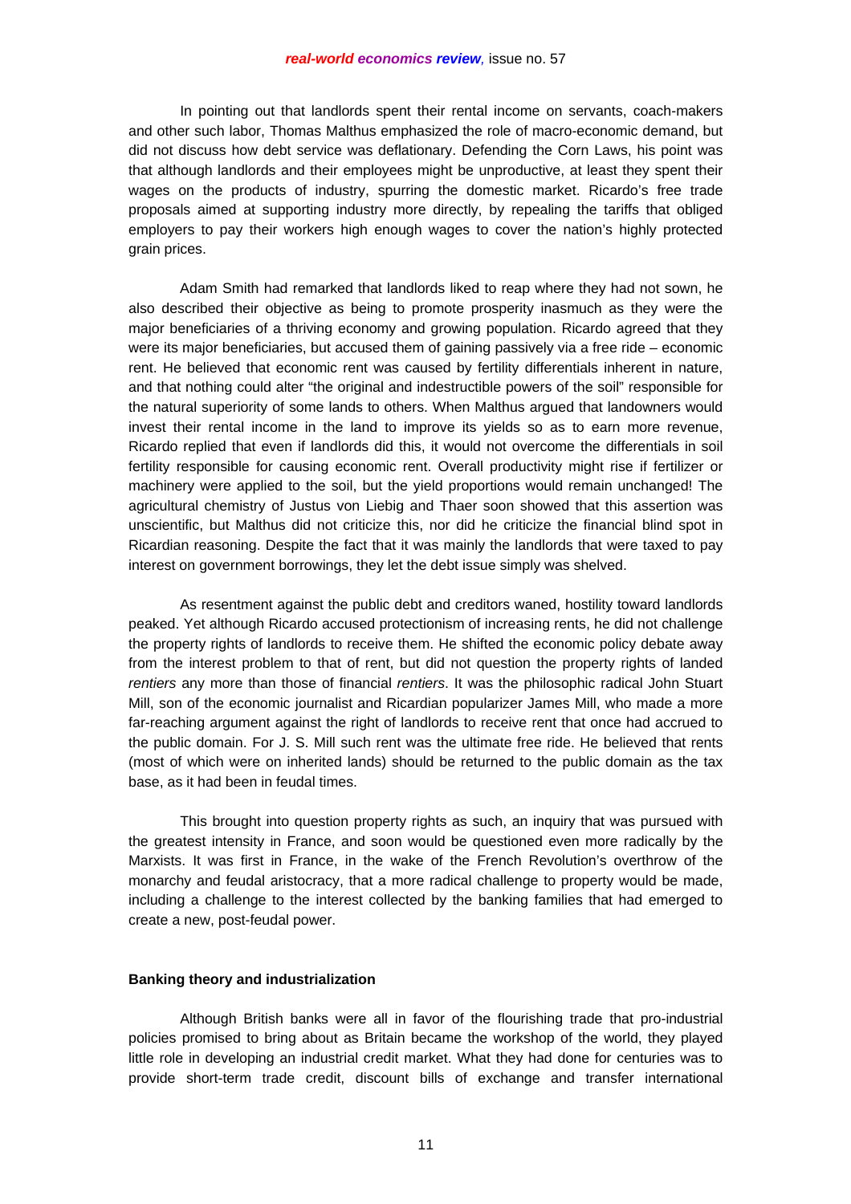In pointing out that landlords spent their rental income on servants, coach-makers and other such labor, Thomas Malthus emphasized the role of macro-economic demand, but did not discuss how debt service was deflationary. Defending the Corn Laws, his point was that although landlords and their employees might be unproductive, at least they spent their wages on the products of industry, spurring the domestic market. Ricardo's free trade proposals aimed at supporting industry more directly, by repealing the tariffs that obliged employers to pay their workers high enough wages to cover the nation's highly protected grain prices.

Adam Smith had remarked that landlords liked to reap where they had not sown, he also described their objective as being to promote prosperity inasmuch as they were the major beneficiaries of a thriving economy and growing population. Ricardo agreed that they were its major beneficiaries, but accused them of gaining passively via a free ride – economic rent. He believed that economic rent was caused by fertility differentials inherent in nature, and that nothing could alter "the original and indestructible powers of the soil" responsible for the natural superiority of some lands to others. When Malthus argued that landowners would invest their rental income in the land to improve its yields so as to earn more revenue, Ricardo replied that even if landlords did this, it would not overcome the differentials in soil fertility responsible for causing economic rent. Overall productivity might rise if fertilizer or machinery were applied to the soil, but the yield proportions would remain unchanged! The agricultural chemistry of Justus von Liebig and Thaer soon showed that this assertion was unscientific, but Malthus did not criticize this, nor did he criticize the financial blind spot in Ricardian reasoning. Despite the fact that it was mainly the landlords that were taxed to pay interest on government borrowings, they let the debt issue simply was shelved.

As resentment against the public debt and creditors waned, hostility toward landlords peaked. Yet although Ricardo accused protectionism of increasing rents, he did not challenge the property rights of landlords to receive them. He shifted the economic policy debate away from the interest problem to that of rent, but did not question the property rights of landed *rentiers* any more than those of financial *rentiers*. It was the philosophic radical John Stuart Mill, son of the economic journalist and Ricardian popularizer James Mill, who made a more far-reaching argument against the right of landlords to receive rent that once had accrued to the public domain. For J. S. Mill such rent was the ultimate free ride. He believed that rents (most of which were on inherited lands) should be returned to the public domain as the tax base, as it had been in feudal times.

This brought into question property rights as such, an inquiry that was pursued with the greatest intensity in France, and soon would be questioned even more radically by the Marxists. It was first in France, in the wake of the French Revolution's overthrow of the monarchy and feudal aristocracy, that a more radical challenge to property would be made, including a challenge to the interest collected by the banking families that had emerged to create a new, post-feudal power.

**Banking theory and industrialization**

Although British banks were all in favor of the flourishing trade that pro-industrial policies promised to bring about as Britain became the workshop of the world, they played little role in developing an industrial credit market. What they had done for centuries was to provide short-term trade credit, discount bills of exchange and transfer international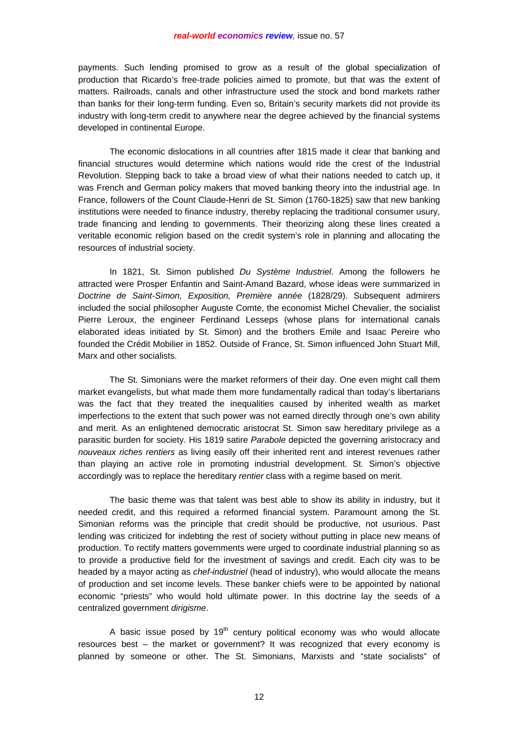payments. Such lending promised to grow as a result of the global specialization of production that Ricardo's free-trade policies aimed to promote, but that was the extent of matters. Railroads, canals and other infrastructure used the stock and bond markets rather than banks for their long-term funding. Even so, Britain's security markets did not provide its industry with long-term credit to anywhere near the degree achieved by the financial systems developed in continental Europe.

The economic dislocations in all countries after 1815 made it clear that banking and financial structures would determine which nations would ride the crest of the Industrial Revolution. Stepping back to take a broad view of what their nations needed to catch up, it was French and German policy makers that moved banking theory into the industrial age. In France, followers of the Count Claude-Henri de St. Simon (1760-1825) saw that new banking institutions were needed to finance industry, thereby replacing the traditional consumer usury, trade financing and lending to governments. Their theorizing along these lines created a veritable economic religion based on the credit system's role in planning and allocating the resources of industrial society.

In 1821, St. Simon published *Du Système Industriel*. Among the followers he attracted were Prosper Enfantin and Saint-Amand Bazard, whose ideas were summarized in *Doctrine de Saint-Simon, Exposition, Première année* (1828/29). Subsequent admirers included the social philosopher Auguste Comte, the economist Michel Chevalier, the socialist Pierre Leroux, the engineer Ferdinand Lesseps (whose plans for international canals elaborated ideas initiated by St. Simon) and the brothers Emile and Isaac Pereire who founded the Crédit Mobilier in 1852. Outside of France, St. Simon influenced John Stuart Mill, Marx and other socialists.

The St. Simonians were the market reformers of their day. One even might call them market evangelists, but what made them more fundamentally radical than today's libertarians was the fact that they treated the inequalities caused by inherited wealth as market imperfections to the extent that such power was not earned directly through one's own ability and merit. As an enlightened democratic aristocrat St. Simon saw hereditary privilege as a parasitic burden for society. His 1819 satire *Parabole* depicted the governing aristocracy and *nouveaux riches rentiers* as living easily off their inherited rent and interest revenues rather than playing an active role in promoting industrial development. St. Simon's objective accordingly was to replace the hereditary *rentier* class with a regime based on merit.

The basic theme was that talent was best able to show its ability in industry, but it needed credit, and this required a reformed financial system. Paramount among the St. Simonian reforms was the principle that credit should be productive, not usurious. Past lending was criticized for indebting the rest of society without putting in place new means of production. To rectify matters governments were urged to coordinate industrial planning so as to provide a productive field for the investment of savings and credit. Each city was to be headed by a mayor acting as *chef-industriel* (head of industry), who would allocate the means of production and set income levels. These banker chiefs were to be appointed by national economic "priests" who would hold ultimate power. In this doctrine lay the seeds of a centralized government *dirigisme*.

A basic issue posed by 19th century political economy was who would allocate resources best – the market or government? It was recognized that every economy is planned by someone or other. The St. Simonians, Marxists and "state socialists" of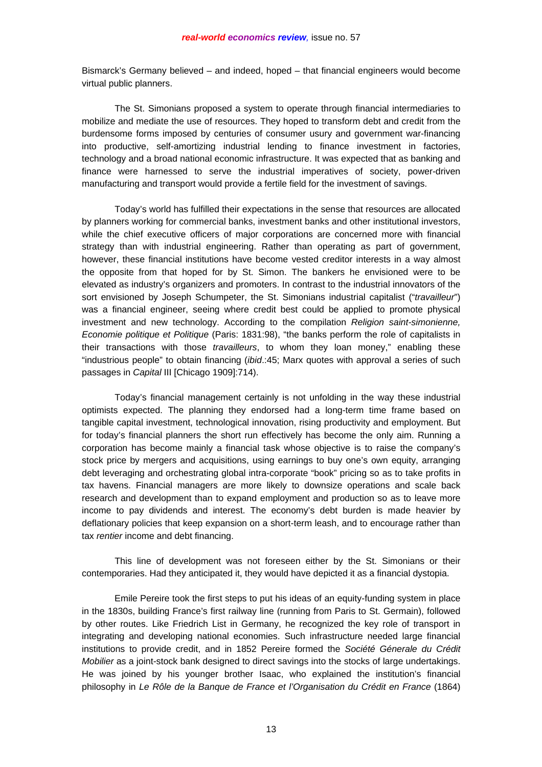Bismarck's Germany believed – and indeed, hoped – that financial engineers would become virtual public planners.

The St. Simonians proposed a system to operate through financial intermediaries to mobilize and mediate the use of resources. They hoped to transform debt and credit from the burdensome forms imposed by centuries of consumer usury and government war-financing into productive, self-amortizing industrial lending to finance investment in factories, technology and a broad national economic infrastructure. It was expected that as banking and finance were harnessed to serve the industrial imperatives of society, power-driven manufacturing and transport would provide a fertile field for the investment of savings.

Today's world has fulfilled their expectations in the sense that resources are allocated by planners working for commercial banks, investment banks and other institutional investors, while the chief executive officers of major corporations are concerned more with financial strategy than with industrial engineering. Rather than operating as part of government, however, these financial institutions have become vested creditor interests in a way almost the opposite from that hoped for by St. Simon. The bankers he envisioned were to be elevated as industry's organizers and promoters. In contrast to the industrial innovators of the sort envisioned by Joseph Schumpeter, the St. Simonians industrial capitalist ("*travailleur*") was a financial engineer, seeing where credit best could be applied to promote physical investment and new technology. According to the compilation *Religion saint-simonienne, Economie politique et Politique* (Paris: 1831:98), "the banks perform the role of capitalists in their transactions with those *travailleurs*, to whom they loan money," enabling these "industrious people" to obtain financing (*ibid*.:45; Marx quotes with approval a series of such passages in *Capital* III [Chicago 1909]:714).

Today's financial management certainly is not unfolding in the way these industrial optimists expected. The planning they endorsed had a long-term time frame based on tangible capital investment, technological innovation, rising productivity and employment. But for today's financial planners the short run effectively has become the only aim. Running a corporation has become mainly a financial task whose objective is to raise the company's stock price by mergers and acquisitions, using earnings to buy one's own equity, arranging debt leveraging and orchestrating global intra-corporate "book" pricing so as to take profits in tax havens. Financial managers are more likely to downsize operations and scale back research and development than to expand employment and production so as to leave more income to pay dividends and interest. The economy's debt burden is made heavier by deflationary policies that keep expansion on a short-term leash, and to encourage rather than tax *rentier* income and debt financing.

This line of development was not foreseen either by the St. Simonians or their contemporaries. Had they anticipated it, they would have depicted it as a financial dystopia.

Emile Pereire took the first steps to put his ideas of an equity-funding system in place in the 1830s, building France's first railway line (running from Paris to St. Germain), followed by other routes. Like Friedrich List in Germany, he recognized the key role of transport in integrating and developing national economies. Such infrastructure needed large financial institutions to provide credit, and in 1852 Pereire formed the *Société Génerale du Crédit Mobilier* as a joint-stock bank designed to direct savings into the stocks of large undertakings. He was joined by his younger brother Isaac, who explained the institution's financial philosophy in *Le Rôle de la Banque de France et l'Organisation du Crédit en France* (1864)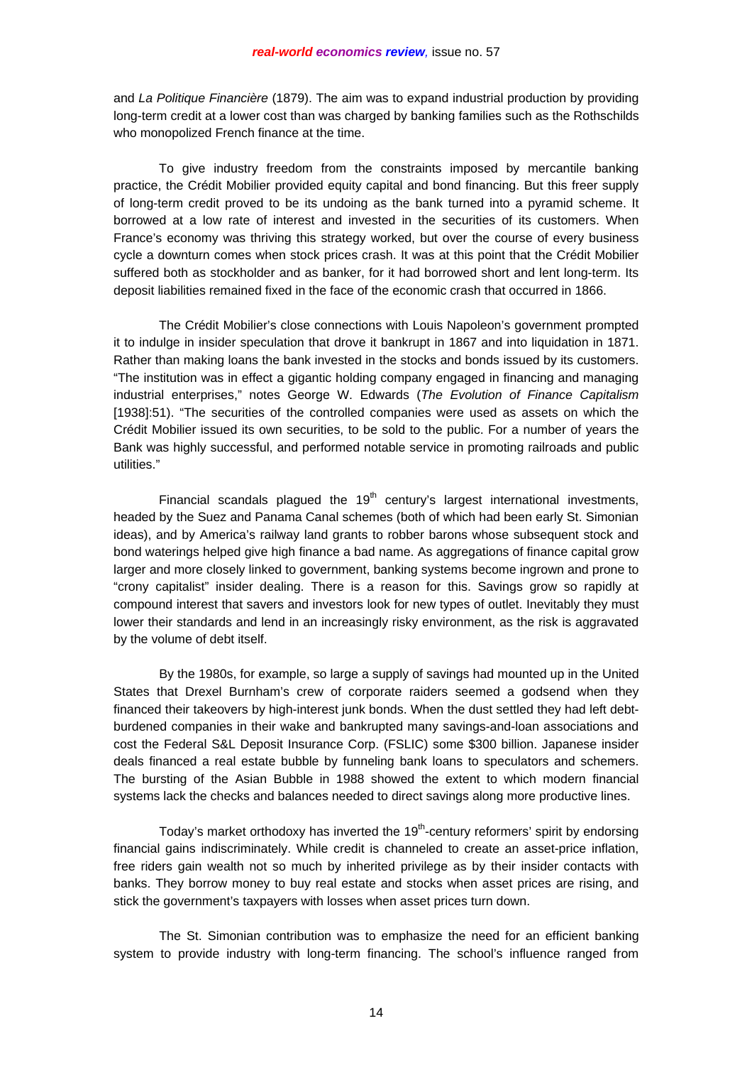and *La Politique Financière* (1879). The aim was to expand industrial production by providing long-term credit at a lower cost than was charged by banking families such as the Rothschilds who monopolized French finance at the time.

To give industry freedom from the constraints imposed by mercantile banking practice, the Crédit Mobilier provided equity capital and bond financing. But this freer supply of long-term credit proved to be its undoing as the bank turned into a pyramid scheme. It borrowed at a low rate of interest and invested in the securities of its customers. When France's economy was thriving this strategy worked, but over the course of every business cycle a downturn comes when stock prices crash. It was at this point that the Crédit Mobilier suffered both as stockholder and as banker, for it had borrowed short and lent long-term. Its deposit liabilities remained fixed in the face of the economic crash that occurred in 1866.

The Crédit Mobilier's close connections with Louis Napoleon's government prompted it to indulge in insider speculation that drove it bankrupt in 1867 and into liquidation in 1871. Rather than making loans the bank invested in the stocks and bonds issued by its customers. "The institution was in effect a gigantic holding company engaged in financing and managing industrial enterprises," notes George W. Edwards (*The Evolution of Finance Capitalism* [1938]:51). "The securities of the controlled companies were used as assets on which the Crédit Mobilier issued its own securities, to be sold to the public. For a number of years the Bank was highly successful, and performed notable service in promoting railroads and public utilities."

Financial scandals plagued the 19th century's largest international investments, headed by the Suez and Panama Canal schemes (both of which had been early St. Simonian ideas), and by America's railway land grants to robber barons whose subsequent stock and bond waterings helped give high finance a bad name. As aggregations of finance capital grow larger and more closely linked to government, banking systems become ingrown and prone to "crony capitalist" insider dealing. There is a reason for this. Savings grow so rapidly at compound interest that savers and investors look for new types of outlet. Inevitably they must lower their standards and lend in an increasingly risky environment, as the risk is aggravated by the volume of debt itself.

By the 1980s, for example, so large a supply of savings had mounted up in the United States that Drexel Burnham's crew of corporate raiders seemed a godsend when they financed their takeovers by high-interest junk bonds. When the dust settled they had left debt-burdened companies in their wake and bankrupted many savings-and-loan associations and cost the Federal S&L Deposit Insurance Corp. (FSLIC) some $300 billion. Japanese insider deals financed a real estate bubble by funneling bank loans to speculators and schemers. The bursting of the Asian Bubble in 1988 showed the extent to which modern financial systems lack the checks and balances needed to direct savings along more productive lines.

Today's market orthodoxy has inverted the 19th-century reformers' spirit by endorsing financial gains indiscriminately. While credit is channeled to create an asset-price inflation, free riders gain wealth not so much by inherited privilege as by their insider contacts with banks. They borrow money to buy real estate and stocks when asset prices are rising, and stick the government's taxpayers with losses when asset prices turn down.

The St. Simonian contribution was to emphasize the need for an efficient banking system to provide industry with long-term financing. The school's influence ranged from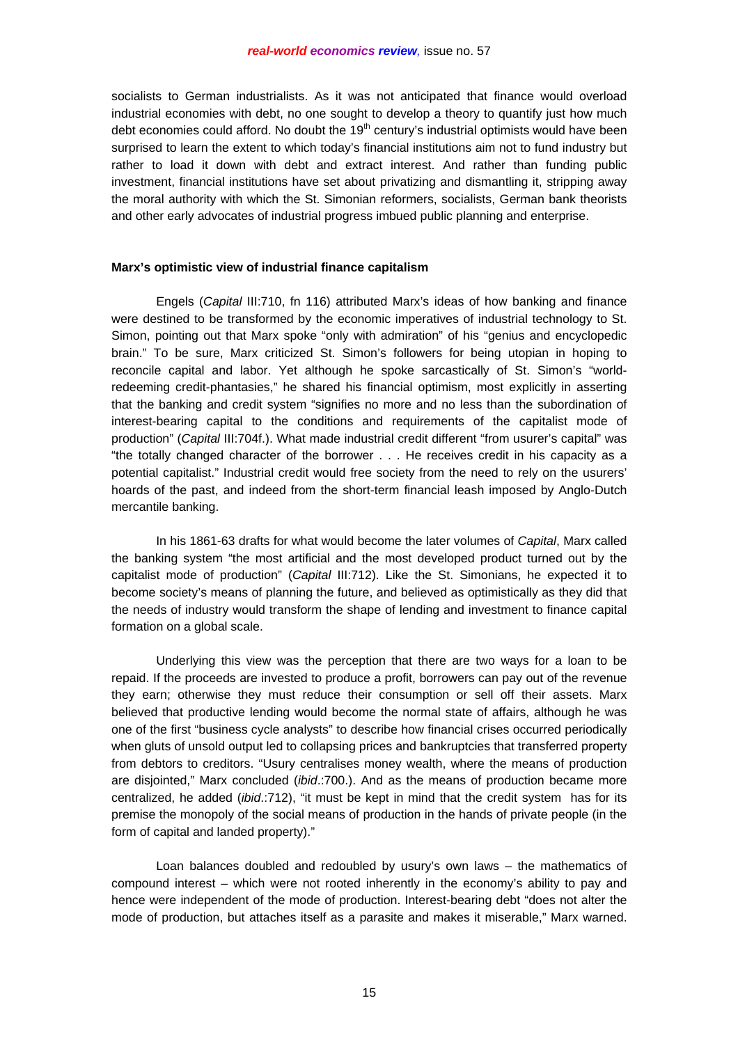socialists to German industrialists. As it was not anticipated that finance would overload industrial economies with debt, no one sought to develop a theory to quantify just how much debt economies could afford. No doubt the 19th century's industrial optimists would have been surprised to learn the extent to which today's financial institutions aim not to fund industry but rather to load it down with debt and extract interest. And rather than funding public investment, financial institutions have set about privatizing and dismantling it, stripping away the moral authority with which the St. Simonian reformers, socialists, German bank theorists and other early advocates of industrial progress imbued public planning and enterprise.

**Marx's optimistic view of industrial finance capitalism**

Engels (*Capital* III:710, fn 116) attributed Marx's ideas of how banking and finance were destined to be transformed by the economic imperatives of industrial technology to St. Simon, pointing out that Marx spoke "only with admiration" of his "genius and encyclopedic brain." To be sure, Marx criticized St. Simon's followers for being utopian in hoping to reconcile capital and labor. Yet although he spoke sarcastically of St. Simon's "world-redeeming credit-phantasies," he shared his financial optimism, most explicitly in asserting that the banking and credit system "signifies no more and no less than the subordination of interest-bearing capital to the conditions and requirements of the capitalist mode of production" (*Capital* III:704f.). What made industrial credit different "from usurer's capital" was "the totally changed character of the borrower . . . He receives credit in his capacity as a potential capitalist." Industrial credit would free society from the need to rely on the usurers' hoards of the past, and indeed from the short-term financial leash imposed by Anglo-Dutch mercantile banking.

In his 1861-63 drafts for what would become the later volumes of *Capital*, Marx called the banking system "the most artificial and the most developed product turned out by the capitalist mode of production" (*Capital* III:712). Like the St. Simonians, he expected it to become society's means of planning the future, and believed as optimistically as they did that the needs of industry would transform the shape of lending and investment to finance capital formation on a global scale.

Underlying this view was the perception that there are two ways for a loan to be repaid. If the proceeds are invested to produce a profit, borrowers can pay out of the revenue they earn; otherwise they must reduce their consumption or sell off their assets. Marx believed that productive lending would become the normal state of affairs, although he was one of the first "business cycle analysts" to describe how financial crises occurred periodically when gluts of unsold output led to collapsing prices and bankruptcies that transferred property from debtors to creditors. "Usury centralises money wealth, where the means of production are disjointed," Marx concluded (*ibid*.:700.). And as the means of production became more centralized, he added (*ibid.*:712), "it must be kept in mind that the credit system has for its premise the monopoly of the social means of production in the hands of private people (in the form of capital and landed property)."

Loan balances doubled and redoubled by usury's own laws – the mathematics of compound interest – which were not rooted inherently in the economy's ability to pay and hence were independent of the mode of production. Interest-bearing debt "does not alter the mode of production, but attaches itself as a parasite and makes it miserable," Marx warned.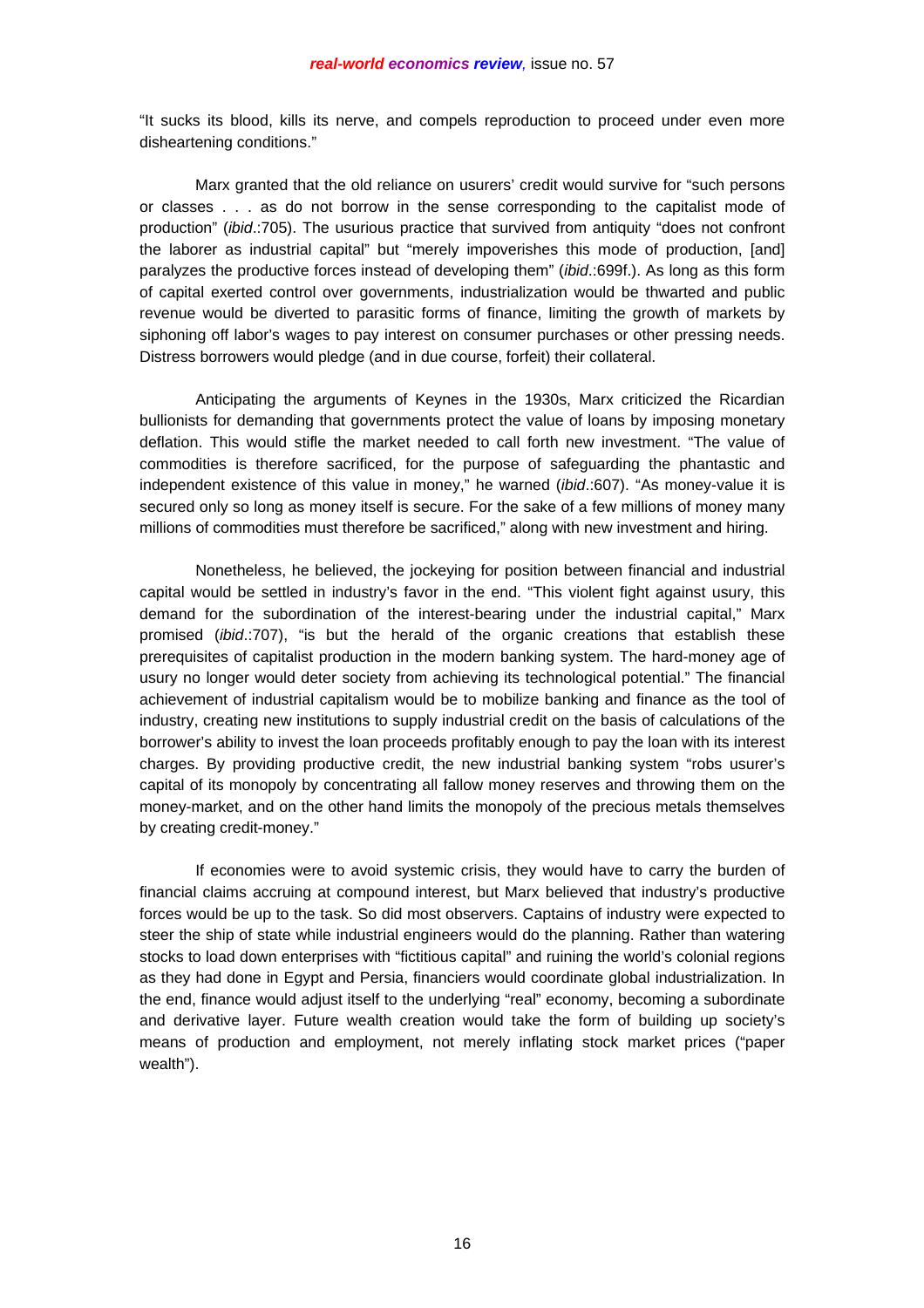"It sucks its blood, kills its nerve, and compels reproduction to proceed under even more disheartening conditions."

Marx granted that the old reliance on usurers' credit would survive for "such persons or classes . . . as do not borrow in the sense corresponding to the capitalist mode of production" (*ibid*.:705). The usurious practice that survived from antiquity "does not confront the laborer as industrial capital" but "merely impoverishes this mode of production, [and] paralyzes the productive forces instead of developing them" (*ibid*.:699f.). As long as this form of capital exerted control over governments, industrialization would be thwarted and public revenue would be diverted to parasitic forms of finance, limiting the growth of markets by siphoning off labor's wages to pay interest on consumer purchases or other pressing needs. Distress borrowers would pledge (and in due course, forfeit) their collateral.

Anticipating the arguments of Keynes in the 1930s, Marx criticized the Ricardian bullionists for demanding that governments protect the value of loans by imposing monetary deflation. This would stifle the market needed to call forth new investment. "The value of commodities is therefore sacrificed, for the purpose of safeguarding the phantastic and independent existence of this value in money," he warned (*ibid*.:607). "As money-value it is secured only so long as money itself is secure. For the sake of a few millions of money many millions of commodities must therefore be sacrificed," along with new investment and hiring.

Nonetheless, he believed, the jockeying for position between financial and industrial capital would be settled in industry's favor in the end. "This violent fight against usury, this demand for the subordination of the interest-bearing under the industrial capital," Marx promised (*ibid*.:707), "is but the herald of the organic creations that establish these prerequisites of capitalist production in the modern banking system. The hard-money age of usury no longer would deter society from achieving its technological potential." The financial achievement of industrial capitalism would be to mobilize banking and finance as the tool of industry, creating new institutions to supply industrial credit on the basis of calculations of the borrower's ability to invest the loan proceeds profitably enough to pay the loan with its interest charges. By providing productive credit, the new industrial banking system "robs usurer's capital of its monopoly by concentrating all fallow money reserves and throwing them on the money-market, and on the other hand limits the monopoly of the precious metals themselves by creating credit-money."

If economies were to avoid systemic crisis, they would have to carry the burden of financial claims accruing at compound interest, but Marx believed that industry's productive forces would be up to the task. So did most observers. Captains of industry were expected to steer the ship of state while industrial engineers would do the planning. Rather than watering stocks to load down enterprises with "fictitious capital" and ruining the world's colonial regions as they had done in Egypt and Persia, financiers would coordinate global industrialization. In the end, finance would adjust itself to the underlying "real" economy, becoming a subordinate and derivative layer. Future wealth creation would take the form of building up society's means of production and employment, not merely inflating stock market prices ("paper wealth").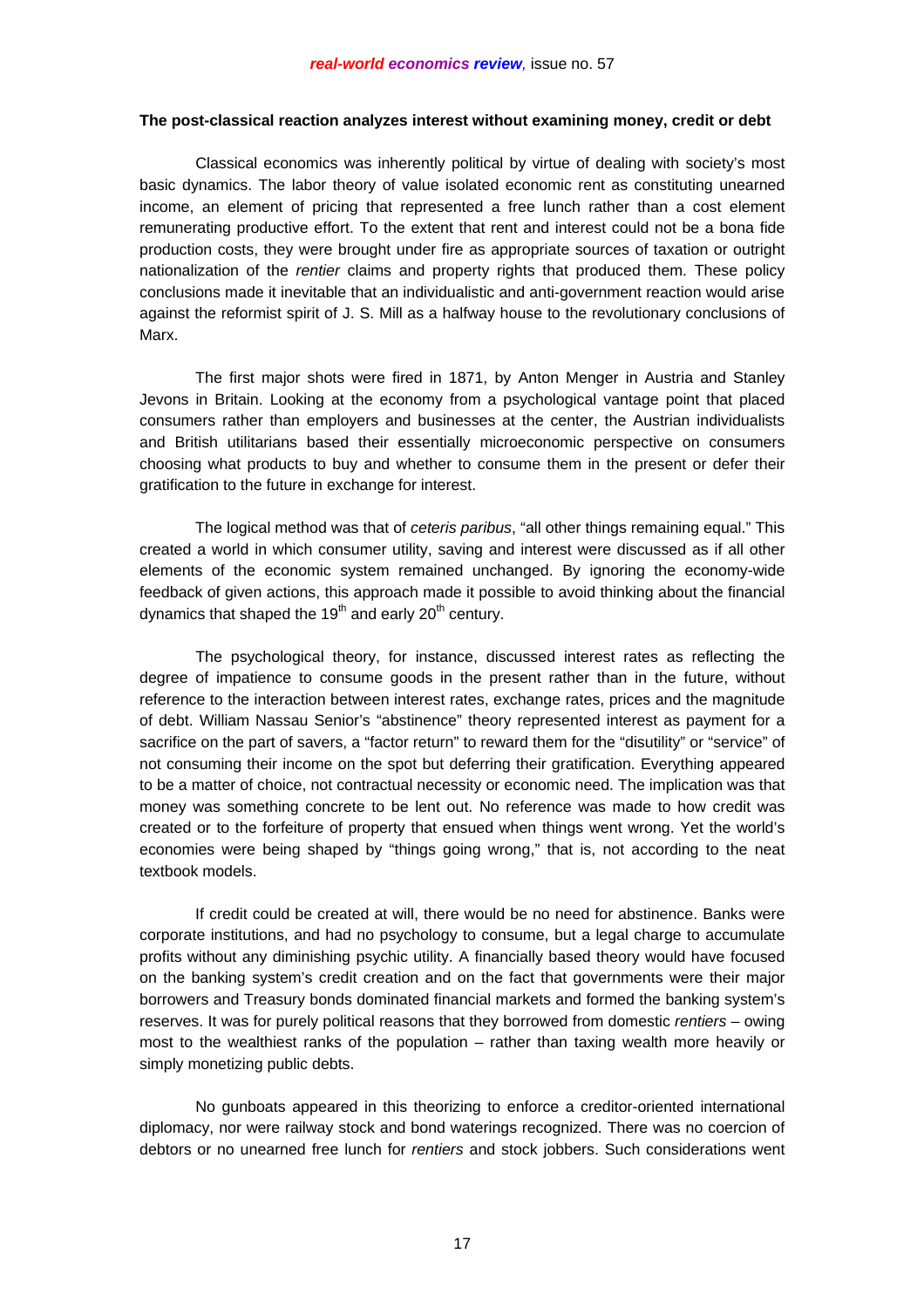### The post-classical reaction analyzes interest without examining money, credit or debt

Classical economics was inherently political by virtue of dealing with society's most basic dynamics. The labor theory of value isolated economic rent as constituting unearned income, an element of pricing that represented a free lunch rather than a cost element remunerating productive effort. To the extent that rent and interest could not be a bona fide production costs, they were brought under fire as appropriate sources of taxation or outright nationalization of the *rentier* claims and property rights that produced them. These policy conclusions made it inevitable that an individualistic and anti-government reaction would arise against the reformist spirit of J. S. Mill as a halfway house to the revolutionary conclusions of Marx.

The first major shots were fired in 1871, by Anton Menger in Austria and Stanley Jevons in Britain. Looking at the economy from a psychological vantage point that placed consumers rather than employers and businesses at the center, the Austrian individualists and British utilitarians based their essentially microeconomic perspective on consumers choosing what products to buy and whether to consume them in the present or defer their gratification to the future in exchange for interest.

The logical method was that of *ceteris paribus*, "all other things remaining equal." This created a world in which consumer utility, saving and interest were discussed as if all other elements of the economic system remained unchanged. By ignoring the economy-wide feedback of given actions, this approach made it possible to avoid thinking about the financial dynamics that shaped the 19th and early 20th century.

The psychological theory, for instance, discussed interest rates as reflecting the degree of impatience to consume goods in the present rather than in the future, without reference to the interaction between interest rates, exchange rates, prices and the magnitude of debt. William Nassau Senior's "abstinence" theory represented interest as payment for a sacrifice on the part of savers, a "factor return" to reward them for the "disutility" or "service" of not consuming their income on the spot but deferring their gratification. Everything appeared to be a matter of choice, not contractual necessity or economic need. The implication was that money was something concrete to be lent out. No reference was made to how credit was created or to the forfeiture of property that ensued when things went wrong. Yet the world's economies were being shaped by "things going wrong," that is, not according to the neat textbook models.

If credit could be created at will, there would be no need for abstinence. Banks were corporate institutions, and had no psychology to consume, but a legal charge to accumulate profits without any diminishing psychic utility. A financially based theory would have focused on the banking system's credit creation and on the fact that governments were their major borrowers and Treasury bonds dominated financial markets and formed the banking system's reserves. It was for purely political reasons that they borrowed from domestic *rentiers* – owing most to the wealthiest ranks of the population – rather than taxing wealth more heavily or simply monetizing public debts.

No gunboats appeared in this theorizing to enforce a creditor-oriented international diplomacy, nor were railway stock and bond waterings recognized. There was no coercion of debtors or no unearned free lunch for *rentiers* and stock jobbers. Such considerations went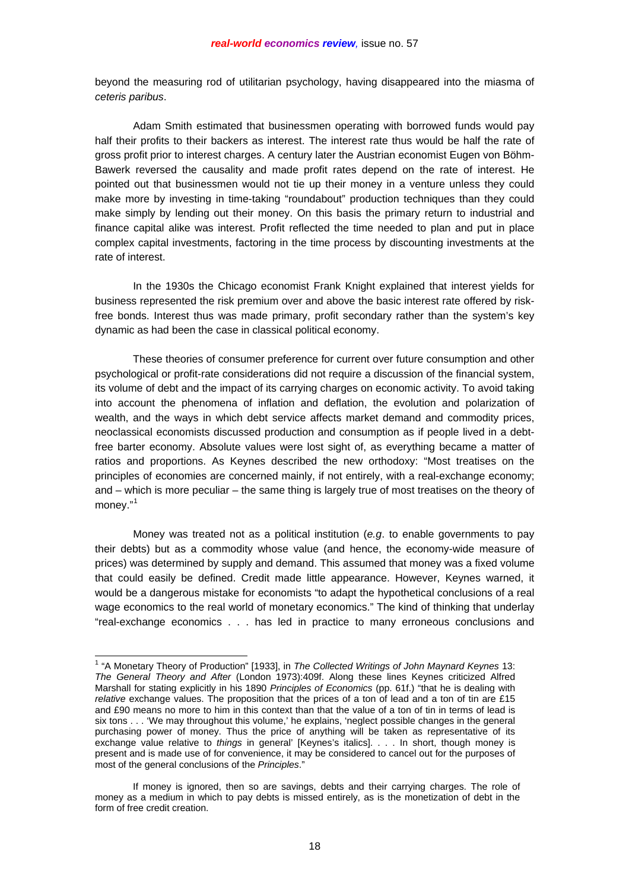beyond the measuring rod of utilitarian psychology, having disappeared into the miasma of *ceteris paribus*.

Adam Smith estimated that businessmen operating with borrowed funds would pay half their profits to their backers as interest. The interest rate thus would be half the rate of gross profit prior to interest charges. A century later the Austrian economist Eugen von Böhm-Bawerk reversed the causality and made profit rates depend on the rate of interest. He pointed out that businessmen would not tie up their money in a venture unless they could make more by investing in time-taking "roundabout" production techniques than they could make simply by lending out their money. On this basis the primary return to industrial and finance capital alike was interest. Profit reflected the time needed to plan and put in place complex capital investments, factoring in the time process by discounting investments at the rate of interest.

In the 1930s the Chicago economist Frank Knight explained that interest yields for business represented the risk premium over and above the basic interest rate offered by risk-free bonds. Interest thus was made primary, profit secondary rather than the system's key dynamic as had been the case in classical political economy.

These theories of consumer preference for current over future consumption and other psychological or profit-rate considerations did not require a discussion of the financial system, its volume of debt and the impact of its carrying charges on economic activity. To avoid taking into account the phenomena of inflation and deflation, the evolution and polarization of wealth, and the ways in which debt service affects market demand and commodity prices, neoclassical economists discussed production and consumption as if people lived in a debt-free barter economy. Absolute values were lost sight of, as everything became a matter of ratios and proportions. As Keynes described the new orthodoxy: "Most treatises on the principles of economies are concerned mainly, if not entirely, with a real-exchange economy; and – which is more peculiar – the same thing is largely true of most treatises on the theory of money."[1]

Money was treated not as a political institution (*e.g*. to enable governments to pay their debts) but as a commodity whose value (and hence, the economy-wide measure of prices) was determined by supply and demand. This assumed that money was a fixed volume that could easily be defined. Credit made little appearance. However, Keynes warned, it would be a dangerous mistake for economists "to adapt the hypothetical conclusions of a real wage economics to the real world of monetary economics." The kind of thinking that underlay "real-exchange economics . . . has led in practice to many erroneous conclusions and

---

[1] "A Monetary Theory of Production" [1933], in *The Collected Writings of John Maynard Keynes* 13: *The General Theory and After* (London 1973):409f. Along these lines Keynes criticized Alfred Marshall for stating explicitly in his 1890 *Principles of Economics* (pp. 61f.) "that he is dealing with *relative* exchange values. The proposition that the prices of a ton of lead and a ton of tin are £15 and £90 means no more to him in this context than that the value of a ton of tin in terms of lead is six tons . . . 'We may throughout this volume,' he explains, 'neglect possible changes in the general purchasing power of money. Thus the price of anything will be taken as representative of its exchange value relative to *things* in general' [Keynes's italics]. . . . In short, though money is present and is made use of for convenience, it may be considered to cancel out for the purposes of most of the general conclusions of the *Principles*."

If money is ignored, then so are savings, debts and their carrying charges. The role of money as a medium in which to pay debts is missed entirely, as is the monetization of debt in the form of free credit creation.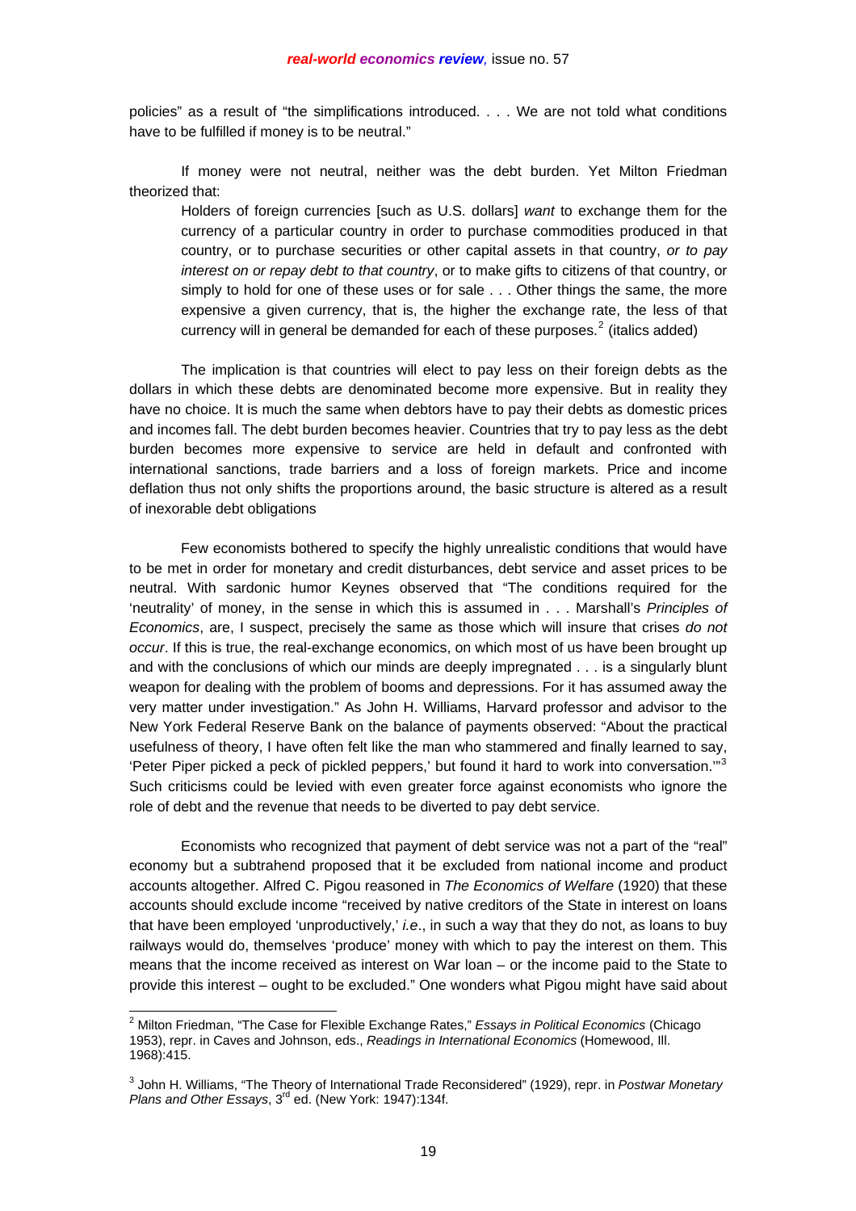policies" as a result of "the simplifications introduced. . . . We are not told what conditions have to be fulfilled if money is to be neutral."

If money were not neutral, neither was the debt burden. Yet Milton Friedman theorized that:

> Holders of foreign currencies [such as U.S. dollars] *want* to exchange them for the currency of a particular country in order to purchase commodities produced in that country, or to purchase securities or other capital assets in that country, *or to pay interest on or repay debt to that country*, or to make gifts to citizens of that country, or simply to hold for one of these uses or for sale . . . Other things the same, the more expensive a given currency, that is, the higher the exchange rate, the less of that currency will in general be demanded for each of these purposes.[2] (italics added)

The implication is that countries will elect to pay less on their foreign debts as the dollars in which these debts are denominated become more expensive. But in reality they have no choice. It is much the same when debtors have to pay their debts as domestic prices and incomes fall. The debt burden becomes heavier. Countries that try to pay less as the debt burden becomes more expensive to service are held in default and confronted with international sanctions, trade barriers and a loss of foreign markets. Price and income deflation thus not only shifts the proportions around, the basic structure is altered as a result of inexorable debt obligations

Few economists bothered to specify the highly unrealistic conditions that would have to be met in order for monetary and credit disturbances, debt service and asset prices to be neutral. With sardonic humor Keynes observed that "The conditions required for the 'neutrality' of money, in the sense in which this is assumed in . . . Marshall's *Principles of Economics*, are, I suspect, precisely the same as those which will insure that crises *do not occur*. If this is true, the real-exchange economics, on which most of us have been brought up and with the conclusions of which our minds are deeply impregnated . . . is a singularly blunt weapon for dealing with the problem of booms and depressions. For it has assumed away the very matter under investigation." As John H. Williams, Harvard professor and advisor to the New York Federal Reserve Bank on the balance of payments observed: "About the practical usefulness of theory, I have often felt like the man who stammered and finally learned to say, 'Peter Piper picked a peck of pickled peppers,' but found it hard to work into conversation.'"[3] Such criticisms could be levied with even greater force against economists who ignore the role of debt and the revenue that needs to be diverted to pay debt service.

Economists who recognized that payment of debt service was not a part of the "real" economy but a subtrahend proposed that it be excluded from national income and product accounts altogether. Alfred C. Pigou reasoned in *The Economics of Welfare* (1920) that these accounts should exclude income "received by native creditors of the State in interest on loans that have been employed 'unproductively,' *i.e*., in such a way that they do not, as loans to buy railways would do, themselves 'produce' money with which to pay the interest on them. This means that the income received as interest on War loan – or the income paid to the State to provide this interest – ought to be excluded." One wonders what Pigou might have said about

---

[2] Milton Friedman, "The Case for Flexible Exchange Rates," *Essays in Political Economics* (Chicago 1953), repr. in Caves and Johnson, eds., *Readings in International Economics* (Homewood, Ill. 1968):415.

[3] John H. Williams, "The Theory of International Trade Reconsidered" (1929), repr. in *Postwar Monetary Plans and Other Essays*, 3rd ed. (New York: 1947):134f.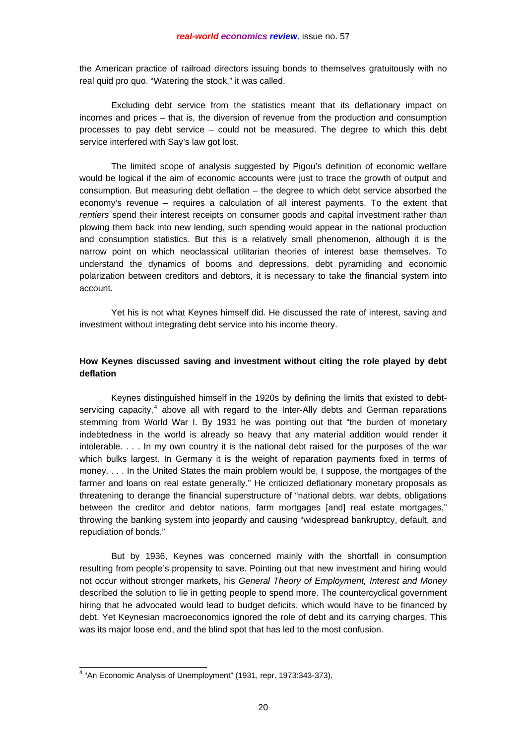the American practice of railroad directors issuing bonds to themselves gratuitously with no real quid pro quo. "Watering the stock," it was called.

Excluding debt service from the statistics meant that its deflationary impact on incomes and prices – that is, the diversion of revenue from the production and consumption processes to pay debt service – could not be measured. The degree to which this debt service interfered with Say's law got lost.

The limited scope of analysis suggested by Pigou's definition of economic welfare would be logical if the aim of economic accounts were just to trace the growth of output and consumption. But measuring debt deflation – the degree to which debt service absorbed the economy's revenue – requires a calculation of all interest payments. To the extent that *rentiers* spend their interest receipts on consumer goods and capital investment rather than plowing them back into new lending, such spending would appear in the national production and consumption statistics. But this is a relatively small phenomenon, although it is the narrow point on which neoclassical utilitarian theories of interest base themselves. To understand the dynamics of booms and depressions, debt pyramiding and economic polarization between creditors and debtors, it is necessary to take the financial system into account.

Yet his is not what Keynes himself did. He discussed the rate of interest, saving and investment without integrating debt service into his income theory.

### How Keynes discussed saving and investment without citing the role played by debt deflation

Keynes distinguished himself in the 1920s by defining the limits that existed to debt-servicing capacity,[4] above all with regard to the Inter-Ally debts and German reparations stemming from World War I. By 1931 he was pointing out that "the burden of monetary indebtedness in the world is already so heavy that any material addition would render it intolerable. . . . In my own country it is the national debt raised for the purposes of the war which bulks largest. In Germany it is the weight of reparation payments fixed in terms of money. . . . In the United States the main problem would be, I suppose, the mortgages of the farmer and loans on real estate generally." He criticized deflationary monetary proposals as threatening to derange the financial superstructure of "national debts, war debts, obligations between the creditor and debtor nations, farm mortgages [and] real estate mortgages," throwing the banking system into jeopardy and causing "widespread bankruptcy, default, and repudiation of bonds."

But by 1936, Keynes was concerned mainly with the shortfall in consumption resulting from people's propensity to save. Pointing out that new investment and hiring would not occur without stronger markets, his *General Theory of Employment, Interest and Money* described the solution to lie in getting people to spend more. The countercyclical government hiring that he advocated would lead to budget deficits, which would have to be financed by debt. Yet Keynesian macroeconomics ignored the role of debt and its carrying charges. This was its major loose end, and the blind spot that has led to the most confusion.

---

[4] "An Economic Analysis of Unemployment" (1931, repr. 1973:343-373).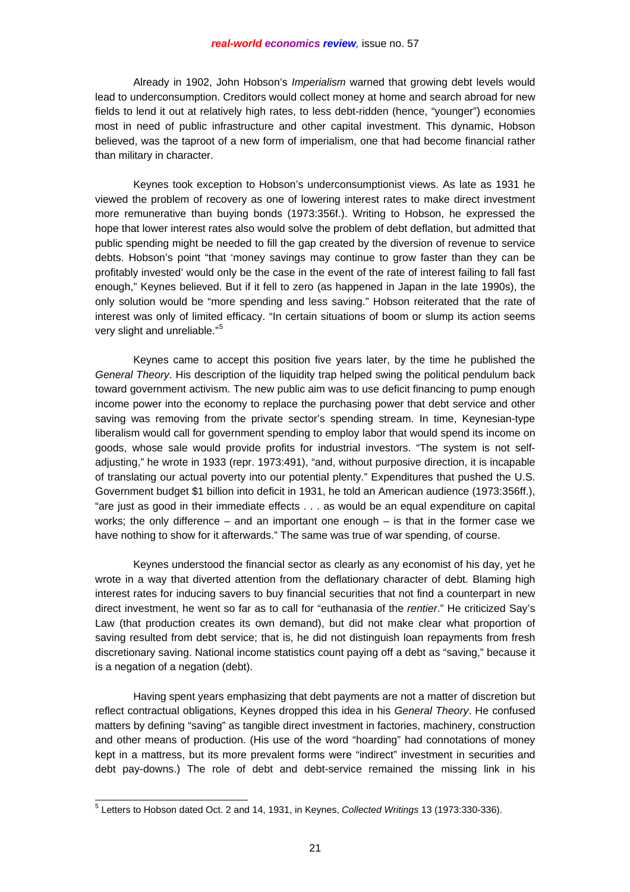Already in 1902, John Hobson's *Imperialism* warned that growing debt levels would lead to underconsumption. Creditors would collect money at home and search abroad for new fields to lend it out at relatively high rates, to less debt-ridden (hence, "younger") economies most in need of public infrastructure and other capital investment. This dynamic, Hobson believed, was the taproot of a new form of imperialism, one that had become financial rather than military in character.

Keynes took exception to Hobson's underconsumptionist views. As late as 1931 he viewed the problem of recovery as one of lowering interest rates to make direct investment more remunerative than buying bonds (1973:356f.). Writing to Hobson, he expressed the hope that lower interest rates also would solve the problem of debt deflation, but admitted that public spending might be needed to fill the gap created by the diversion of revenue to service debts. Hobson's point "that 'money savings may continue to grow faster than they can be profitably invested' would only be the case in the event of the rate of interest failing to fall fast enough," Keynes believed. But if it fell to zero (as happened in Japan in the late 1990s), the only solution would be "more spending and less saving." Hobson reiterated that the rate of interest was only of limited efficacy. "In certain situations of boom or slump its action seems very slight and unreliable."[5]

Keynes came to accept this position five years later, by the time he published the *General Theory*. His description of the liquidity trap helped swing the political pendulum back toward government activism. The new public aim was to use deficit financing to pump enough income power into the economy to replace the purchasing power that debt service and other saving was removing from the private sector's spending stream. In time, Keynesian-type liberalism would call for government spending to employ labor that would spend its income on goods, whose sale would provide profits for industrial investors. "The system is not self-adjusting," he wrote in 1933 (repr. 1973:491), "and, without purposive direction, it is incapable of translating our actual poverty into our potential plenty." Expenditures that pushed the U.S. Government budget $1 billion into deficit in 1931, he told an American audience (1973:356ff.), "are just as good in their immediate effects . . . as would be an equal expenditure on capital works; the only difference – and an important one enough – is that in the former case we have nothing to show for it afterwards." The same was true of war spending, of course.

Keynes understood the financial sector as clearly as any economist of his day, yet he wrote in a way that diverted attention from the deflationary character of debt. Blaming high interest rates for inducing savers to buy financial securities that not find a counterpart in new direct investment, he went so far as to call for "euthanasia of the *rentier*." He criticized Say's Law (that production creates its own demand), but did not make clear what proportion of saving resulted from debt service; that is, he did not distinguish loan repayments from fresh discretionary saving. National income statistics count paying off a debt as "saving," because it is a negation of a negation (debt).

Having spent years emphasizing that debt payments are not a matter of discretion but reflect contractual obligations, Keynes dropped this idea in his *General Theory*. He confused matters by defining "saving" as tangible direct investment in factories, machinery, construction and other means of production. (His use of the word "hoarding" had connotations of money kept in a mattress, but its more prevalent forms were "indirect" investment in securities and debt pay-downs.) The role of debt and debt-service remained the missing link in his

[5] Letters to Hobson dated Oct. 2 and 14, 1931, in Keynes, *Collected Writings* 13 (1973:330-336).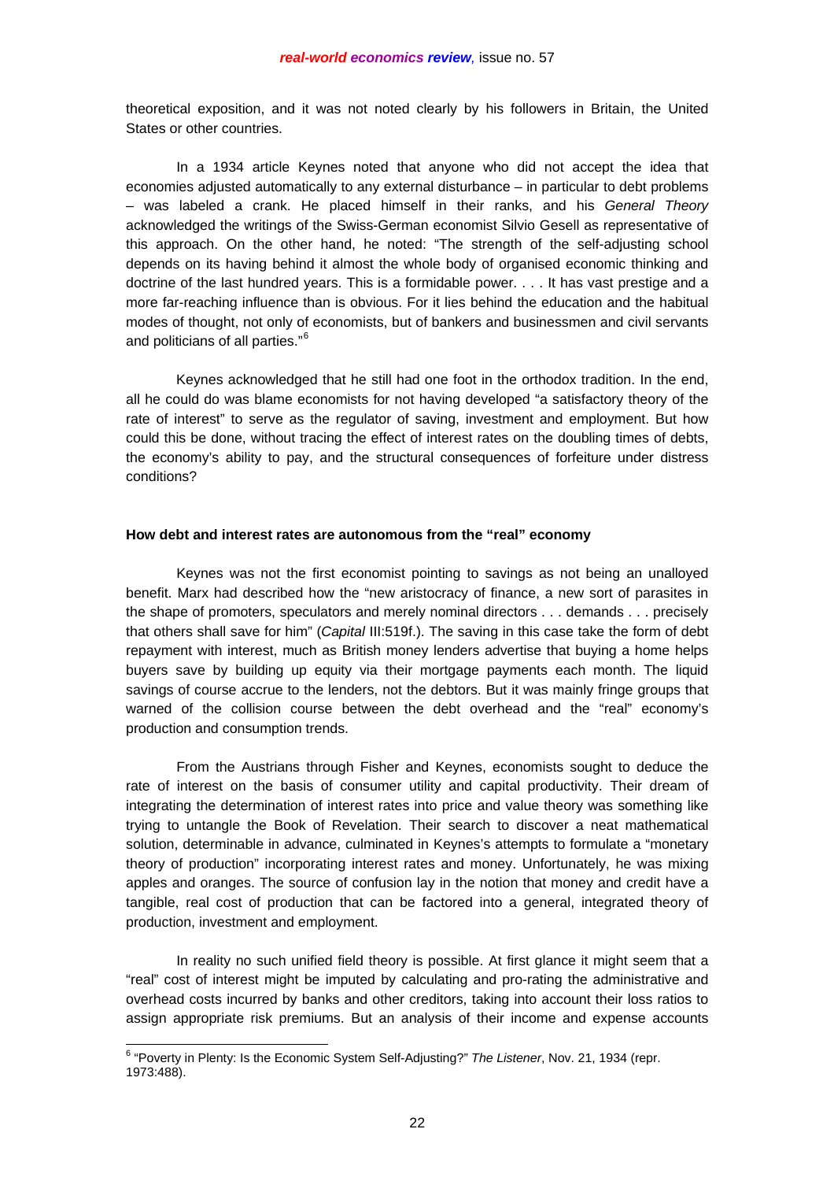theoretical exposition, and it was not noted clearly by his followers in Britain, the United States or other countries.

In a 1934 article Keynes noted that anyone who did not accept the idea that economies adjusted automatically to any external disturbance – in particular to debt problems – was labeled a crank. He placed himself in their ranks, and his *General Theory* acknowledged the writings of the Swiss-German economist Silvio Gesell as representative of this approach. On the other hand, he noted: "The strength of the self-adjusting school depends on its having behind it almost the whole body of organised economic thinking and doctrine of the last hundred years. This is a formidable power. . . . It has vast prestige and a more far-reaching influence than is obvious. For it lies behind the education and the habitual modes of thought, not only of economists, but of bankers and businessmen and civil servants and politicians of all parties."[6]

Keynes acknowledged that he still had one foot in the orthodox tradition. In the end, all he could do was blame economists for not having developed "a satisfactory theory of the rate of interest" to serve as the regulator of saving, investment and employment. But how could this be done, without tracing the effect of interest rates on the doubling times of debts, the economy's ability to pay, and the structural consequences of forfeiture under distress conditions?

**How debt and interest rates are autonomous from the "real" economy**

Keynes was not the first economist pointing to savings as not being an unalloyed benefit. Marx had described how the "new aristocracy of finance, a new sort of parasites in the shape of promoters, speculators and merely nominal directors . . . demands . . . precisely that others shall save for him" (*Capital* III:519f.). The saving in this case take the form of debt repayment with interest, much as British money lenders advertise that buying a home helps buyers save by building up equity via their mortgage payments each month. The liquid savings of course accrue to the lenders, not the debtors. But it was mainly fringe groups that warned of the collision course between the debt overhead and the "real" economy's production and consumption trends.

From the Austrians through Fisher and Keynes, economists sought to deduce the rate of interest on the basis of consumer utility and capital productivity. Their dream of integrating the determination of interest rates into price and value theory was something like trying to untangle the Book of Revelation. Their search to discover a neat mathematical solution, determinable in advance, culminated in Keynes's attempts to formulate a "monetary theory of production" incorporating interest rates and money. Unfortunately, he was mixing apples and oranges. The source of confusion lay in the notion that money and credit have a tangible, real cost of production that can be factored into a general, integrated theory of production, investment and employment.

In reality no such unified field theory is possible. At first glance it might seem that a "real" cost of interest might be imputed by calculating and pro-rating the administrative and overhead costs incurred by banks and other creditors, taking into account their loss ratios to assign appropriate risk premiums. But an analysis of their income and expense accounts

[6] "Poverty in Plenty: Is the Economic System Self-Adjusting?" *The Listener*, Nov. 21, 1934 (repr. 1973:488).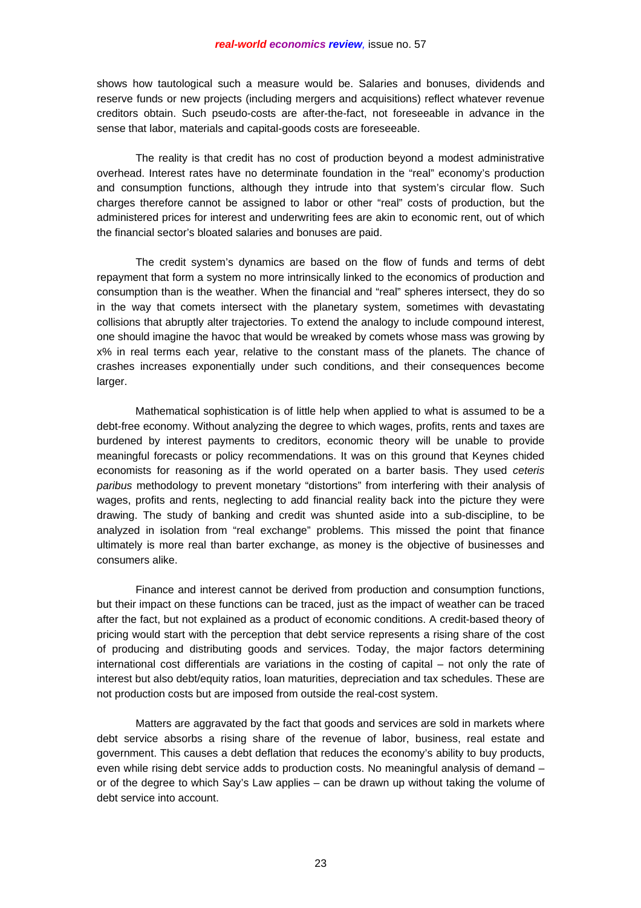shows how tautological such a measure would be. Salaries and bonuses, dividends and reserve funds or new projects (including mergers and acquisitions) reflect whatever revenue creditors obtain. Such pseudo-costs are after-the-fact, not foreseeable in advance in the sense that labor, materials and capital-goods costs are foreseeable.

The reality is that credit has no cost of production beyond a modest administrative overhead. Interest rates have no determinate foundation in the "real" economy's production and consumption functions, although they intrude into that system's circular flow. Such charges therefore cannot be assigned to labor or other "real" costs of production, but the administered prices for interest and underwriting fees are akin to economic rent, out of which the financial sector's bloated salaries and bonuses are paid.

The credit system's dynamics are based on the flow of funds and terms of debt repayment that form a system no more intrinsically linked to the economics of production and consumption than is the weather. When the financial and "real" spheres intersect, they do so in the way that comets intersect with the planetary system, sometimes with devastating collisions that abruptly alter trajectories. To extend the analogy to include compound interest, one should imagine the havoc that would be wreaked by comets whose mass was growing by x% in real terms each year, relative to the constant mass of the planets. The chance of crashes increases exponentially under such conditions, and their consequences become larger.

Mathematical sophistication is of little help when applied to what is assumed to be a debt-free economy. Without analyzing the degree to which wages, profits, rents and taxes are burdened by interest payments to creditors, economic theory will be unable to provide meaningful forecasts or policy recommendations. It was on this ground that Keynes chided economists for reasoning as if the world operated on a barter basis. They used *ceteris paribus* methodology to prevent monetary "distortions" from interfering with their analysis of wages, profits and rents, neglecting to add financial reality back into the picture they were drawing. The study of banking and credit was shunted aside into a sub-discipline, to be analyzed in isolation from "real exchange" problems. This missed the point that finance ultimately is more real than barter exchange, as money is the objective of businesses and consumers alike.

Finance and interest cannot be derived from production and consumption functions, but their impact on these functions can be traced, just as the impact of weather can be traced after the fact, but not explained as a product of economic conditions. A credit-based theory of pricing would start with the perception that debt service represents a rising share of the cost of producing and distributing goods and services. Today, the major factors determining international cost differentials are variations in the costing of capital – not only the rate of interest but also debt/equity ratios, loan maturities, depreciation and tax schedules. These are not production costs but are imposed from outside the real-cost system.

Matters are aggravated by the fact that goods and services are sold in markets where debt service absorbs a rising share of the revenue of labor, business, real estate and government. This causes a debt deflation that reduces the economy's ability to buy products, even while rising debt service adds to production costs. No meaningful analysis of demand – or of the degree to which Say's Law applies – can be drawn up without taking the volume of debt service into account.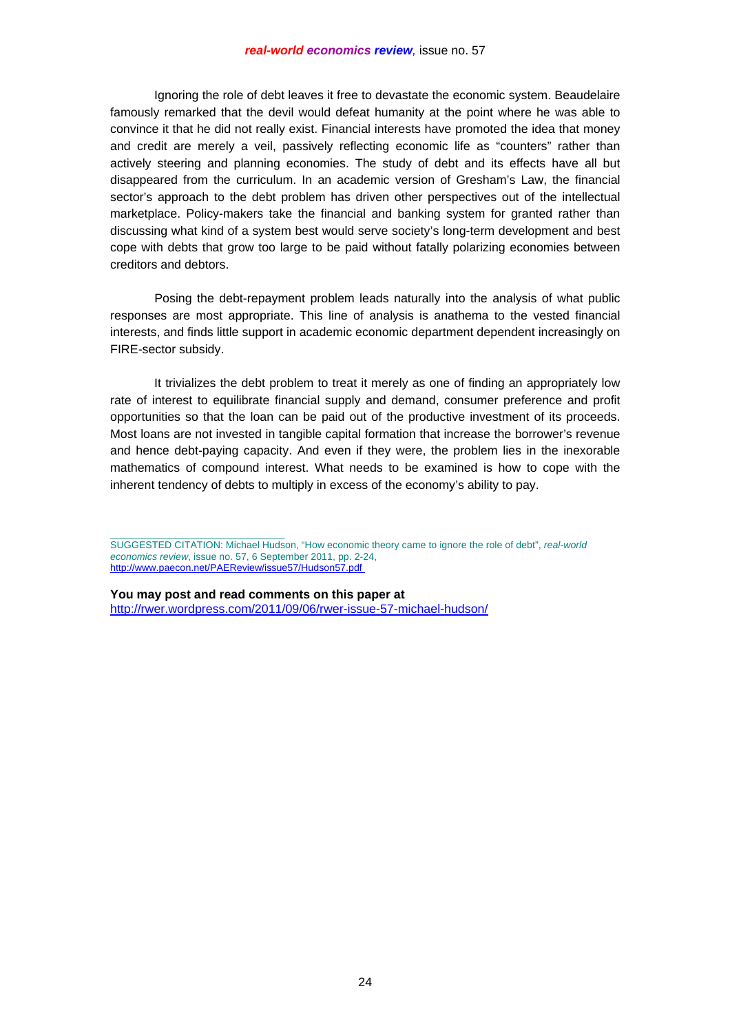Ignoring the role of debt leaves it free to devastate the economic system. Beaudelaire famously remarked that the devil would defeat humanity at the point where he was able to convince it that he did not really exist. Financial interests have promoted the idea that money and credit are merely a veil, passively reflecting economic life as "counters" rather than actively steering and planning economies. The study of debt and its effects have all but disappeared from the curriculum. In an academic version of Gresham's Law, the financial sector's approach to the debt problem has driven other perspectives out of the intellectual marketplace. Policy-makers take the financial and banking system for granted rather than discussing what kind of a system best would serve society's long-term development and best cope with debts that grow too large to be paid without fatally polarizing economies between creditors and debtors.

Posing the debt-repayment problem leads naturally into the analysis of what public responses are most appropriate. This line of analysis is anathema to the vested financial interests, and finds little support in academic economic department dependent increasingly on FIRE-sector subsidy.

It trivializes the debt problem to treat it merely as one of finding an appropriately low rate of interest to equilibrate financial supply and demand, consumer preference and profit opportunities so that the loan can be paid out of the productive investment of its proceeds. Most loans are not invested in tangible capital formation that increase the borrower's revenue and hence debt-paying capacity. And even if they were, the problem lies in the inexorable mathematics of compound interest. What needs to be examined is how to cope with the inherent tendency of debts to multiply in excess of the economy's ability to pay.

---

SUGGESTED CITATION: Michael Hudson, "How economic theory came to ignore the role of debt", *real-world economics review*, issue no. 57, 6 September 2011, pp. 2-24, http://www.paecon.net/PAEReview/issue57/Hudson57.pdf

**You may post and read comments on this paper at**
http://rwer.wordpress.com/2011/09/06/rwer-issue-57-michael-hudson/